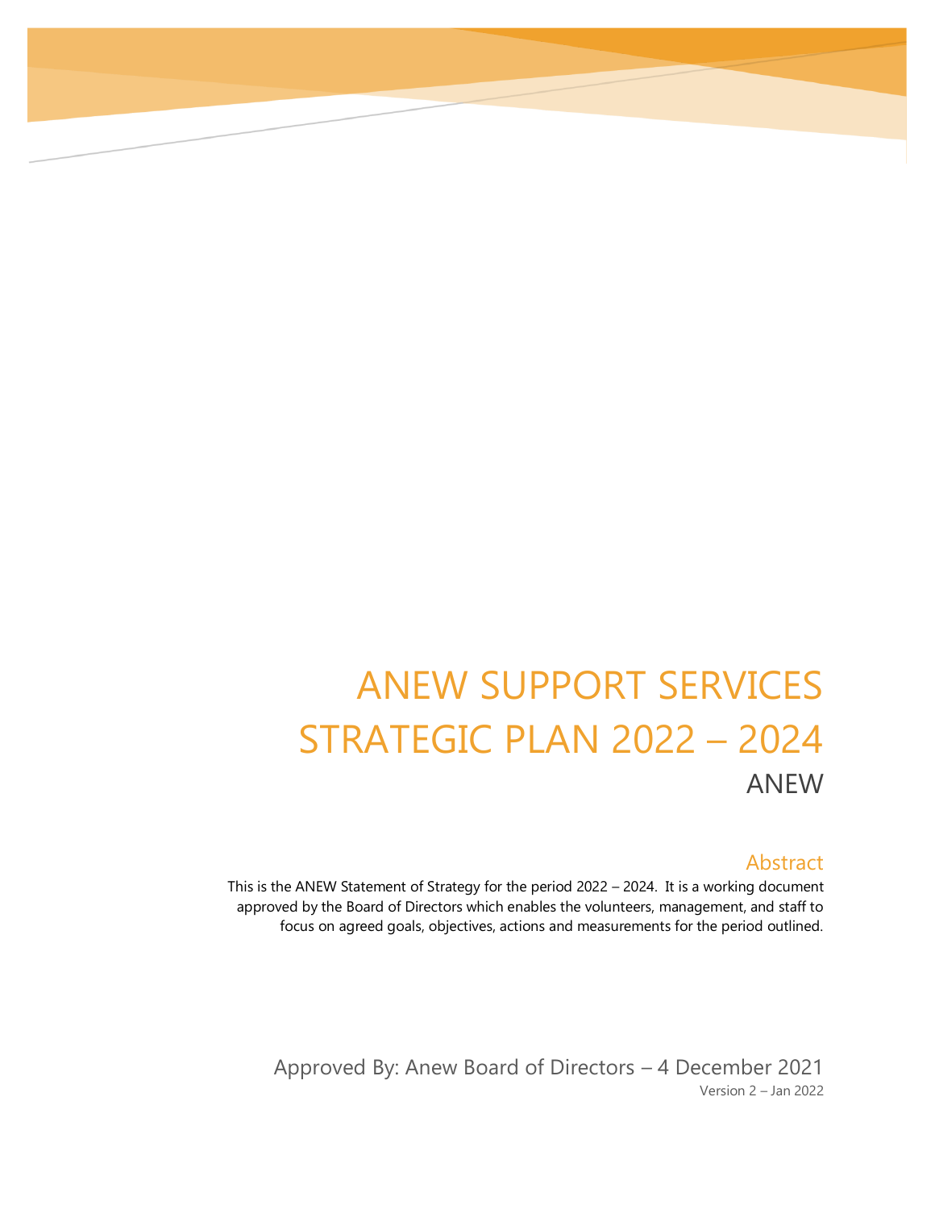# ANEW SUPPORT SERVICES STRATEGIC PLAN 2022 – 2024

ANEW

## Abstract

This is the ANEW Statement of Strategy for the period 2022 – 2024. It is a working document approved by the Board of Directors which enables the volunteers, management, and staff to focus on agreed goals, objectives, actions and measurements for the period outlined.

Approved By: Anew Board of Directors – 4 December 2021

Version 2 – Jan 2022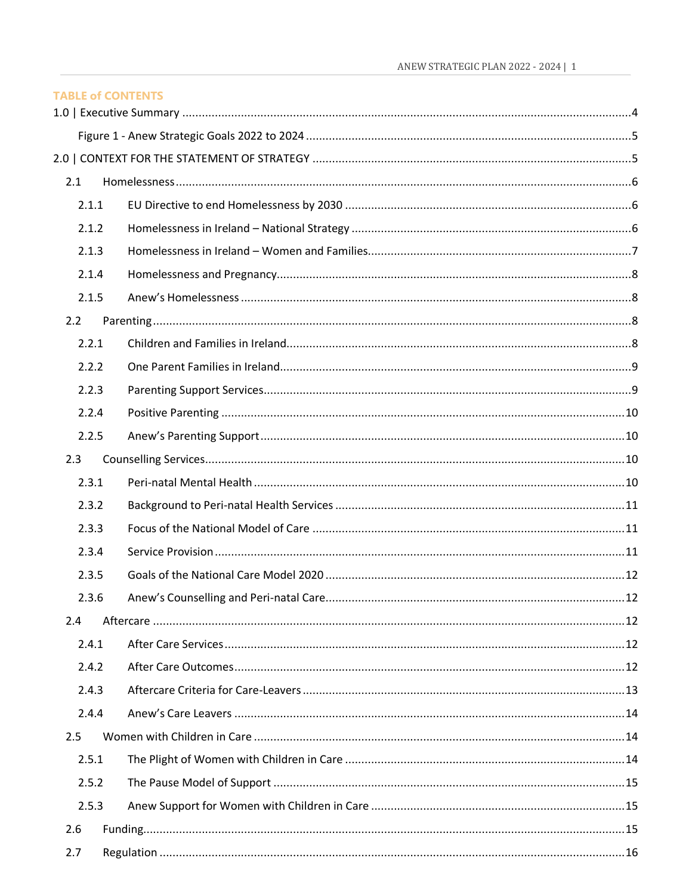## TABLE of CONTENTS

1.0 | Executive Summary ....................................................................................................................4

Figure 1 - Anew Strategic Goals 2022 to 2024 ..........................................................................5

2.0 | CONTEXT FOR THE STATEMENT OF STRATEGY ..................................................................5

- 2.1 Homelessness ....................................................................................................................6
  - 2.1.1 EU Directive to end Homelessness by 2030 ..................................................................6
  - 2.1.2 Homelessness in Ireland – National Strategy ................................................................6
  - 2.1.3 Homelessness in Ireland – Women and Families............................................................7
  - 2.1.4 Homelessness and Pregnancy.......................................................................................8
  - 2.1.5 Anew's Homelessness ...................................................................................................8
- 2.2 Parenting ............................................................................................................................8
  - 2.2.1 Children and Families in Ireland.....................................................................................8
  - 2.2.2 One Parent Families in Ireland........................................................................................9
  - 2.2.3 Parenting Support Services............................................................................................9
  - 2.2.4 Positive Parenting ........................................................................................................10
  - 2.2.5 Anew's Parenting Support ............................................................................................10
- 2.3 Counselling Services..........................................................................................................10
  - 2.3.1 Peri-natal Mental Health ..............................................................................................10
  - 2.3.2 Background to Peri-natal Health Services ....................................................................11
  - 2.3.3 Focus of the National Model of Care ...........................................................................11
  - 2.3.4 Service Provision .........................................................................................................11
  - 2.3.5 Goals of the National Care Model 2020 .......................................................................12
  - 2.3.6 Anew's Counselling and Peri-natal Care.......................................................................12
- 2.4 Aftercare ..........................................................................................................................12
  - 2.4.1 After Care Services ......................................................................................................12
  - 2.4.2 After Care Outcomes....................................................................................................12
  - 2.4.3 Aftercare Criteria for Care-Leavers ...............................................................................13
  - 2.4.4 Anew's Care Leavers ....................................................................................................14
- 2.5 Women with Children in Care ...........................................................................................14
  - 2.5.1 The Plight of Women with Children in Care .................................................................14
  - 2.5.2 The Pause Model of Support ........................................................................................15
  - 2.5.3 Anew Support for Women with Children in Care ..........................................................15
- 2.6 Funding.............................................................................................................................15
- 2.7 Regulation ........................................................................................................................16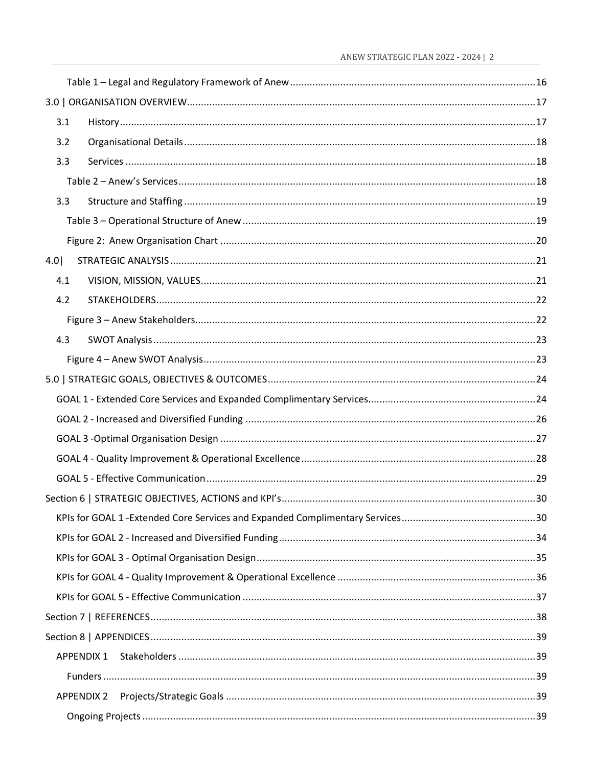Table 1 – Legal and Regulatory Framework of Anew ........................................................................ 16

3.0 | ORGANISATION OVERVIEW ........................................................................ 17

3.1 History ........................................................................ 17

3.2 Organisational Details ........................................................................ 18

3.3 Services ........................................................................ 18

Table 2 – Anew's Services ........................................................................ 18

3.3 Structure and Staffing ........................................................................ 19

Table 3 – Operational Structure of Anew ........................................................................ 19

Figure 2: Anew Organisation Chart ........................................................................ 20

4.0| STRATEGIC ANALYSIS ........................................................................ 21

4.1 VISION, MISSION, VALUES ........................................................................ 21

4.2 STAKEHOLDERS ........................................................................ 22

Figure 3 – Anew Stakeholders ........................................................................ 22

4.3 SWOT Analysis ........................................................................ 23

Figure 4 – Anew SWOT Analysis ........................................................................ 23

5.0 | STRATEGIC GOALS, OBJECTIVES & OUTCOMES ........................................................................ 24

GOAL 1 - Extended Core Services and Expanded Complimentary Services ........................................................................ 24

GOAL 2 - Increased and Diversified Funding ........................................................................ 26

GOAL 3 -Optimal Organisation Design ........................................................................ 27

GOAL 4 - Quality Improvement & Operational Excellence ........................................................................ 28

GOAL 5 - Effective Communication ........................................................................ 29

Section 6 | STRATEGIC OBJECTIVES, ACTIONS and KPI's ........................................................................ 30

KPIs for GOAL 1 -Extended Core Services and Expanded Complimentary Services ........................................................................ 30

KPIs for GOAL 2 - Increased and Diversified Funding ........................................................................ 34

KPIs for GOAL 3 - Optimal Organisation Design ........................................................................ 35

KPIs for GOAL 4 - Quality Improvement & Operational Excellence ........................................................................ 36

KPIs for GOAL 5 - Effective Communication ........................................................................ 37

Section 7 | REFERENCES ........................................................................ 38

Section 8 | APPENDICES ........................................................................ 39

APPENDIX 1 Stakeholders ........................................................................ 39

Funders ........................................................................ 39

APPENDIX 2 Projects/Strategic Goals ........................................................................ 39

Ongoing Projects ........................................................................ 39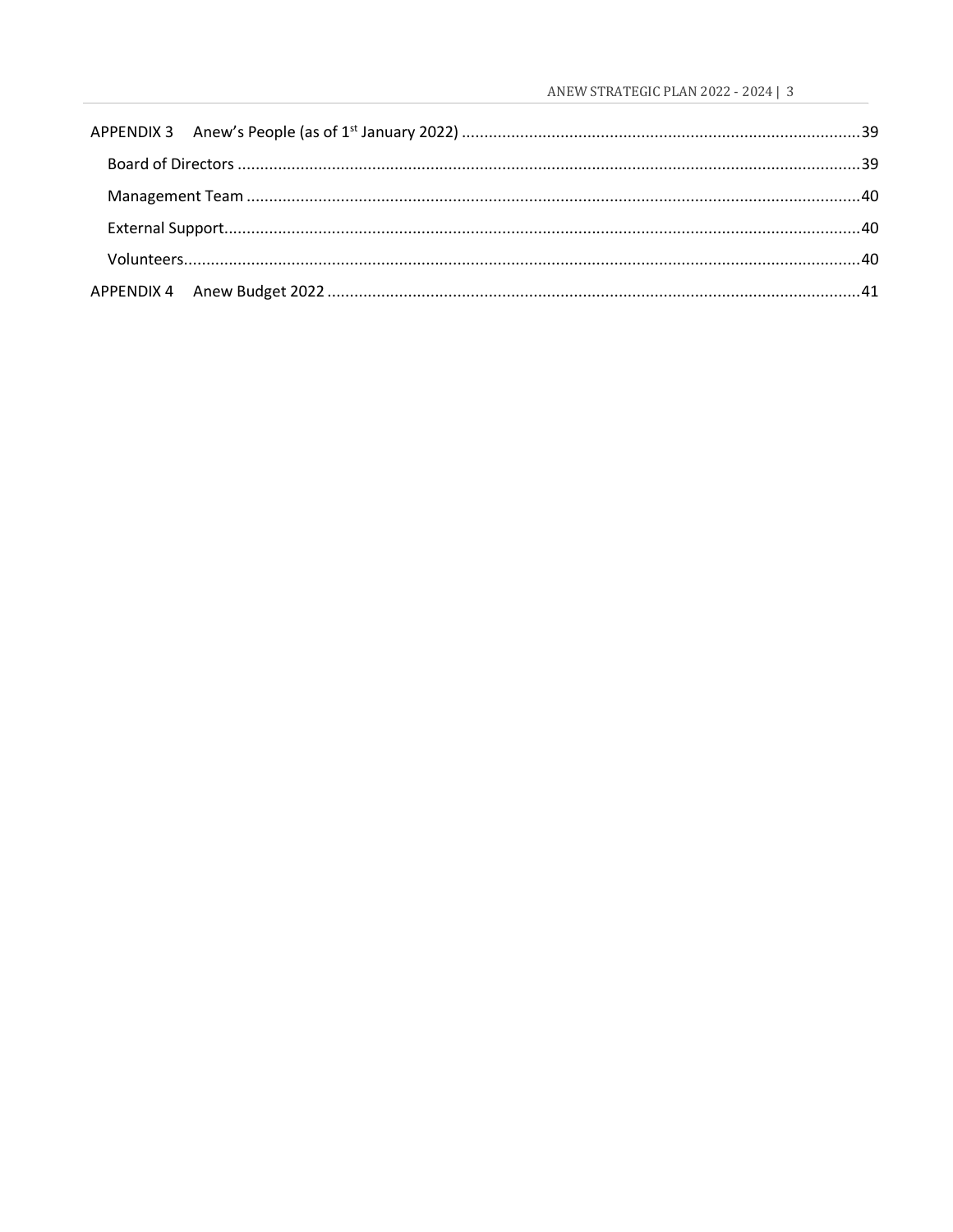APPENDIX 3 Anew's People (as of 1st January 2022) ....................................................................................... 39

- Board of Directors ........................................................................................................................................ 39
- Management Team ...................................................................................................................................... 40
- External Support........................................................................................................................................... 40
- Volunteers..................................................................................................................................................... 40

APPENDIX 4 Anew Budget 2022 ..................................................................................................................... 41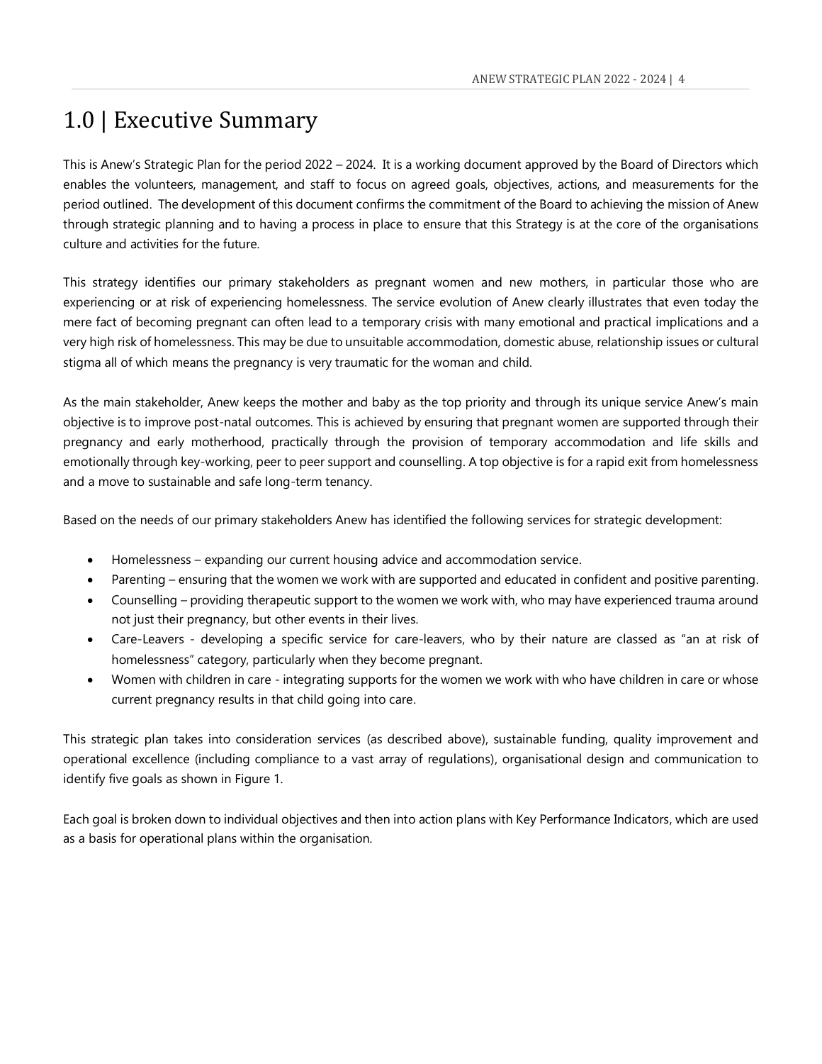# 1.0 | Executive Summary

This is Anew's Strategic Plan for the period 2022 – 2024. It is a working document approved by the Board of Directors which enables the volunteers, management, and staff to focus on agreed goals, objectives, actions, and measurements for the period outlined. The development of this document confirms the commitment of the Board to achieving the mission of Anew through strategic planning and to having a process in place to ensure that this Strategy is at the core of the organisations culture and activities for the future.

This strategy identifies our primary stakeholders as pregnant women and new mothers, in particular those who are experiencing or at risk of experiencing homelessness. The service evolution of Anew clearly illustrates that even today the mere fact of becoming pregnant can often lead to a temporary crisis with many emotional and practical implications and a very high risk of homelessness. This may be due to unsuitable accommodation, domestic abuse, relationship issues or cultural stigma all of which means the pregnancy is very traumatic for the woman and child.

As the main stakeholder, Anew keeps the mother and baby as the top priority and through its unique service Anew's main objective is to improve post-natal outcomes. This is achieved by ensuring that pregnant women are supported through their pregnancy and early motherhood, practically through the provision of temporary accommodation and life skills and emotionally through key-working, peer to peer support and counselling. A top objective is for a rapid exit from homelessness and a move to sustainable and safe long-term tenancy.

Based on the needs of our primary stakeholders Anew has identified the following services for strategic development:

- Homelessness – expanding our current housing advice and accommodation service.
- Parenting – ensuring that the women we work with are supported and educated in confident and positive parenting.
- Counselling – providing therapeutic support to the women we work with, who may have experienced trauma around not just their pregnancy, but other events in their lives.
- Care-Leavers - developing a specific service for care-leavers, who by their nature are classed as "an at risk of homelessness" category, particularly when they become pregnant.
- Women with children in care - integrating supports for the women we work with who have children in care or whose current pregnancy results in that child going into care.

This strategic plan takes into consideration services (as described above), sustainable funding, quality improvement and operational excellence (including compliance to a vast array of regulations), organisational design and communication to identify five goals as shown in Figure 1.

Each goal is broken down to individual objectives and then into action plans with Key Performance Indicators, which are used as a basis for operational plans within the organisation.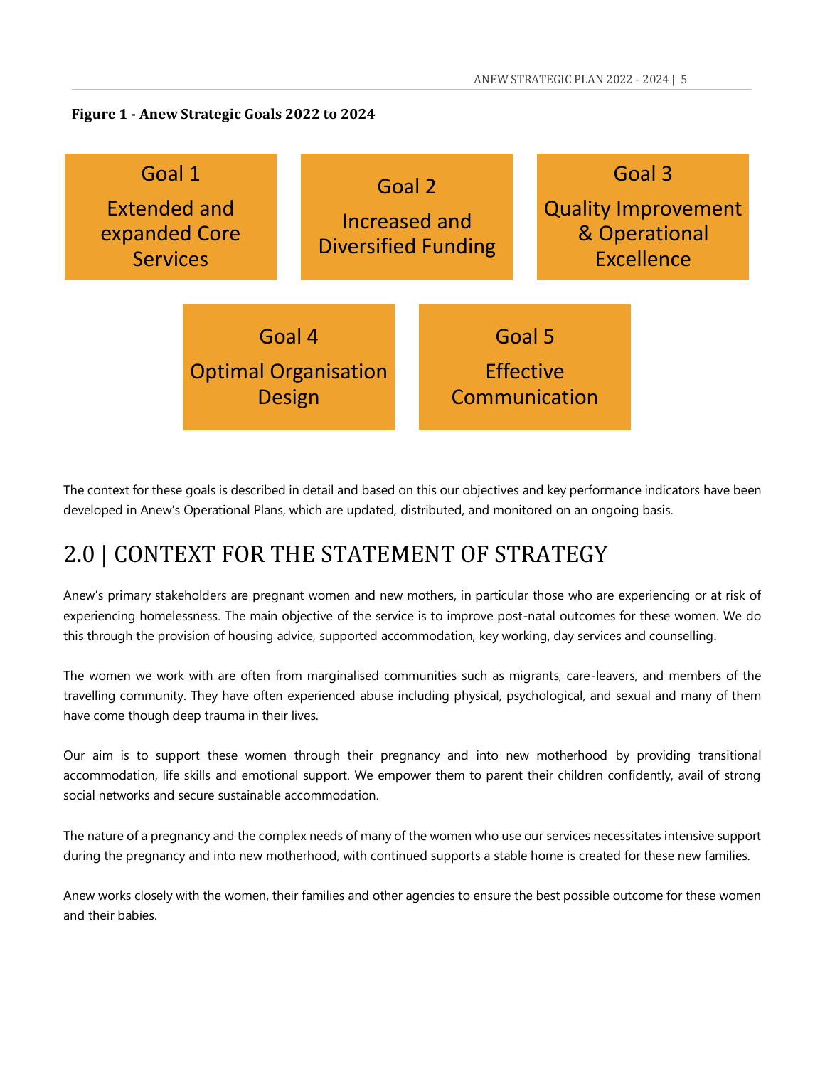**Figure 1 - Anew Strategic Goals 2022 to 2024**

**Goal 1**
Extended and expanded Core Services

**Goal 2**
Increased and Diversified Funding

**Goal 3**
Quality Improvement & Operational Excellence

**Goal 4**
Optimal Organisation Design

**Goal 5**
Effective Communication

The context for these goals is described in detail and based on this our objectives and key performance indicators have been developed in Anew's Operational Plans, which are updated, distributed, and monitored on an ongoing basis.

## 2.0 | CONTEXT FOR THE STATEMENT OF STRATEGY

Anew's primary stakeholders are pregnant women and new mothers, in particular those who are experiencing or at risk of experiencing homelessness. The main objective of the service is to improve post-natal outcomes for these women. We do this through the provision of housing advice, supported accommodation, key working, day services and counselling.

The women we work with are often from marginalised communities such as migrants, care-leavers, and members of the travelling community. They have often experienced abuse including physical, psychological, and sexual and many of them have come though deep trauma in their lives.

Our aim is to support these women through their pregnancy and into new motherhood by providing transitional accommodation, life skills and emotional support. We empower them to parent their children confidently, avail of strong social networks and secure sustainable accommodation.

The nature of a pregnancy and the complex needs of many of the women who use our services necessitates intensive support during the pregnancy and into new motherhood, with continued supports a stable home is created for these new families.

Anew works closely with the women, their families and other agencies to ensure the best possible outcome for these women and their babies.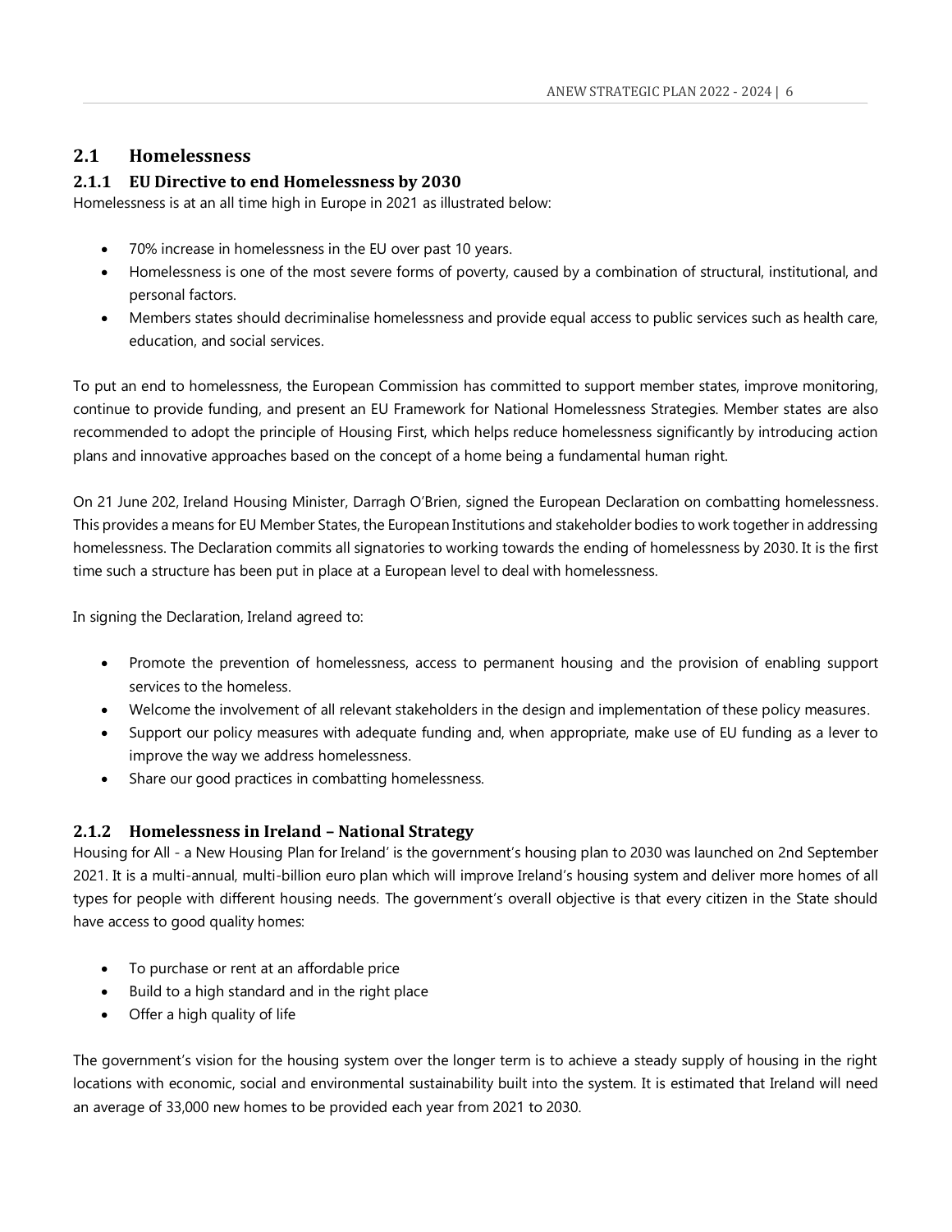## 2.1 Homelessness

### 2.1.1 EU Directive to end Homelessness by 2030

Homelessness is at an all time high in Europe in 2021 as illustrated below:

- 70% increase in homelessness in the EU over past 10 years.
- Homelessness is one of the most severe forms of poverty, caused by a combination of structural, institutional, and personal factors.
- Members states should decriminalise homelessness and provide equal access to public services such as health care, education, and social services.

To put an end to homelessness, the European Commission has committed to support member states, improve monitoring, continue to provide funding, and present an EU Framework for National Homelessness Strategies. Member states are also recommended to adopt the principle of Housing First, which helps reduce homelessness significantly by introducing action plans and innovative approaches based on the concept of a home being a fundamental human right.

On 21 June 202, Ireland Housing Minister, Darragh O'Brien, signed the European Declaration on combatting homelessness. This provides a means for EU Member States, the European Institutions and stakeholder bodies to work together in addressing homelessness. The Declaration commits all signatories to working towards the ending of homelessness by 2030. It is the first time such a structure has been put in place at a European level to deal with homelessness.

In signing the Declaration, Ireland agreed to:

- Promote the prevention of homelessness, access to permanent housing and the provision of enabling support services to the homeless.
- Welcome the involvement of all relevant stakeholders in the design and implementation of these policy measures.
- Support our policy measures with adequate funding and, when appropriate, make use of EU funding as a lever to improve the way we address homelessness.
- Share our good practices in combatting homelessness.

### 2.1.2 Homelessness in Ireland – National Strategy

Housing for All - a New Housing Plan for Ireland' is the government's housing plan to 2030 was launched on 2nd September 2021. It is a multi-annual, multi-billion euro plan which will improve Ireland's housing system and deliver more homes of all types for people with different housing needs. The government's overall objective is that every citizen in the State should have access to good quality homes:

- To purchase or rent at an affordable price
- Build to a high standard and in the right place
- Offer a high quality of life

The government's vision for the housing system over the longer term is to achieve a steady supply of housing in the right locations with economic, social and environmental sustainability built into the system. It is estimated that Ireland will need an average of 33,000 new homes to be provided each year from 2021 to 2030.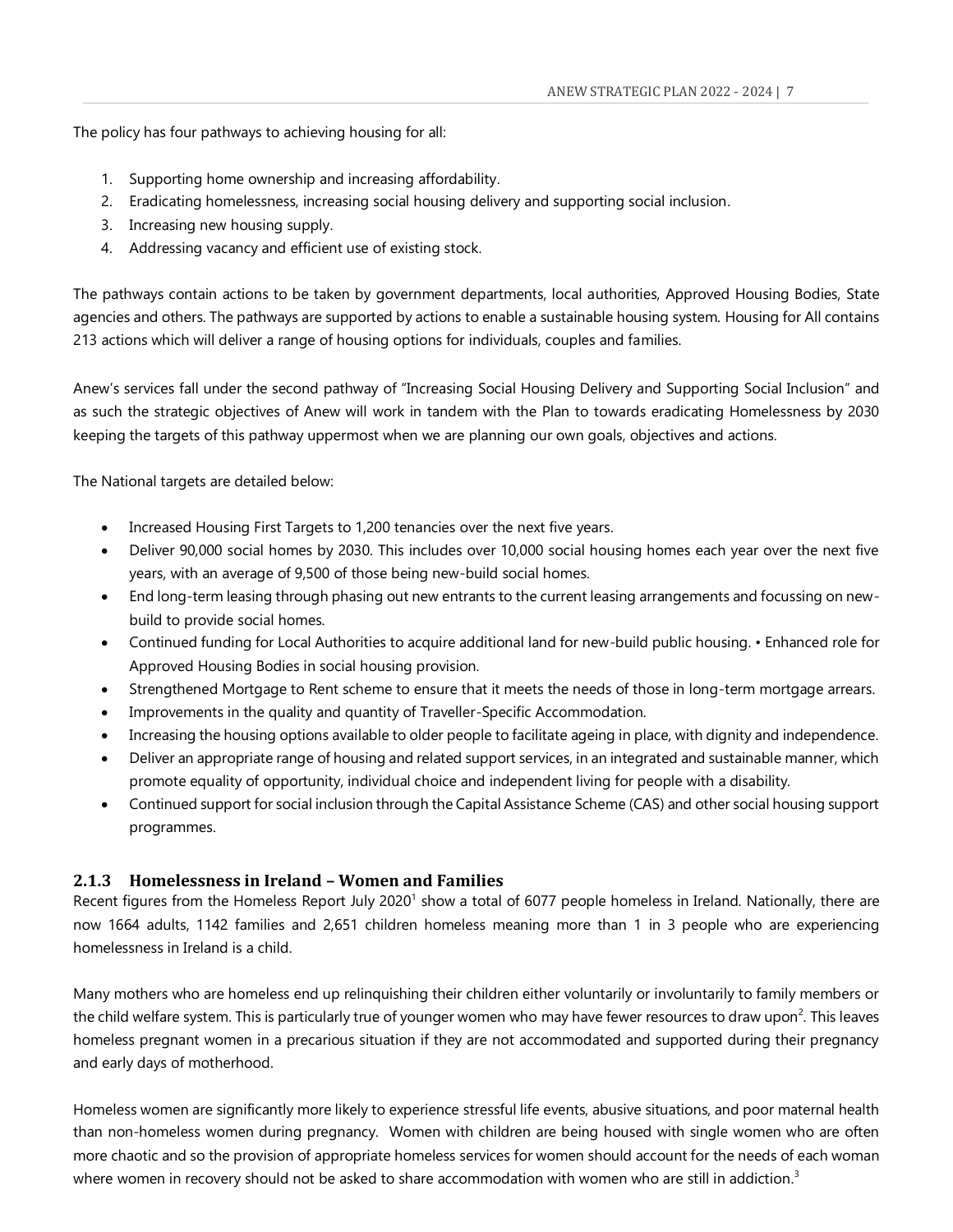The policy has four pathways to achieving housing for all:

1. Supporting home ownership and increasing affordability.
2. Eradicating homelessness, increasing social housing delivery and supporting social inclusion.
3. Increasing new housing supply.
4. Addressing vacancy and efficient use of existing stock.

The pathways contain actions to be taken by government departments, local authorities, Approved Housing Bodies, State agencies and others. The pathways are supported by actions to enable a sustainable housing system. Housing for All contains 213 actions which will deliver a range of housing options for individuals, couples and families.

Anew's services fall under the second pathway of "Increasing Social Housing Delivery and Supporting Social Inclusion" and as such the strategic objectives of Anew will work in tandem with the Plan to towards eradicating Homelessness by 2030 keeping the targets of this pathway uppermost when we are planning our own goals, objectives and actions.

The National targets are detailed below:

- Increased Housing First Targets to 1,200 tenancies over the next five years.
- Deliver 90,000 social homes by 2030. This includes over 10,000 social housing homes each year over the next five years, with an average of 9,500 of those being new-build social homes.
- End long-term leasing through phasing out new entrants to the current leasing arrangements and focussing on new-build to provide social homes.
- Continued funding for Local Authorities to acquire additional land for new-build public housing. • Enhanced role for Approved Housing Bodies in social housing provision.
- Strengthened Mortgage to Rent scheme to ensure that it meets the needs of those in long-term mortgage arrears.
- Improvements in the quality and quantity of Traveller-Specific Accommodation.
- Increasing the housing options available to older people to facilitate ageing in place, with dignity and independence.
- Deliver an appropriate range of housing and related support services, in an integrated and sustainable manner, which promote equality of opportunity, individual choice and independent living for people with a disability.
- Continued support for social inclusion through the Capital Assistance Scheme (CAS) and other social housing support programmes.

### 2.1.3 Homelessness in Ireland – Women and Families

Recent figures from the Homeless Report July 2020[1] show a total of 6077 people homeless in Ireland. Nationally, there are now 1664 adults, 1142 families and 2,651 children homeless meaning more than 1 in 3 people who are experiencing homelessness in Ireland is a child.

Many mothers who are homeless end up relinquishing their children either voluntarily or involuntarily to family members or the child welfare system. This is particularly true of younger women who may have fewer resources to draw upon[2]. This leaves homeless pregnant women in a precarious situation if they are not accommodated and supported during their pregnancy and early days of motherhood.

Homeless women are significantly more likely to experience stressful life events, abusive situations, and poor maternal health than non-homeless women during pregnancy. Women with children are being housed with single women who are often more chaotic and so the provision of appropriate homeless services for women should account for the needs of each woman where women in recovery should not be asked to share accommodation with women who are still in addiction.[3]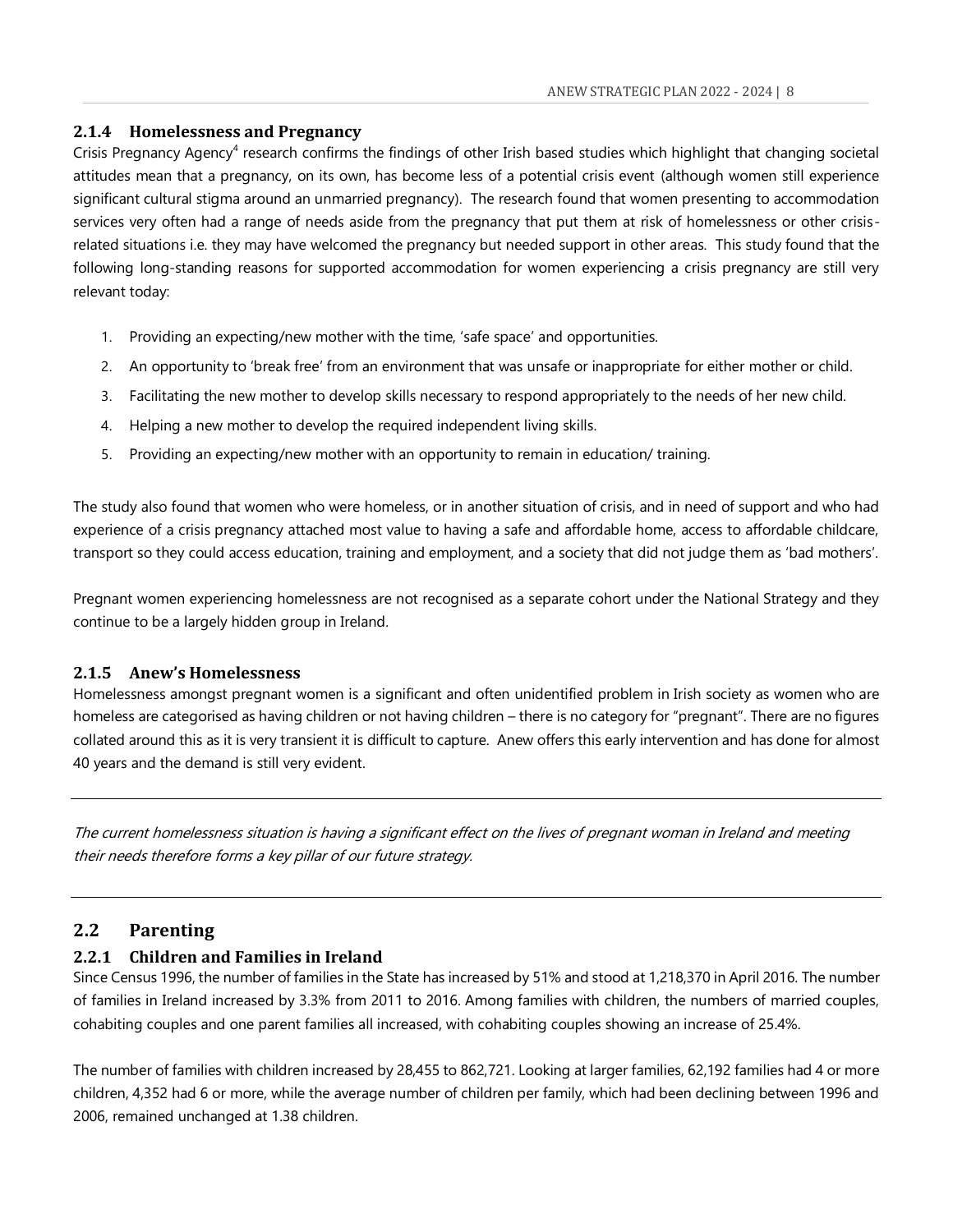### 2.1.4 Homelessness and Pregnancy

Crisis Pregnancy Agency[4] research confirms the findings of other Irish based studies which highlight that changing societal attitudes mean that a pregnancy, on its own, has become less of a potential crisis event (although women still experience significant cultural stigma around an unmarried pregnancy). The research found that women presenting to accommodation services very often had a range of needs aside from the pregnancy that put them at risk of homelessness or other crisis-related situations i.e. they may have welcomed the pregnancy but needed support in other areas. This study found that the following long-standing reasons for supported accommodation for women experiencing a crisis pregnancy are still very relevant today:

1. Providing an expecting/new mother with the time, 'safe space' and opportunities.
2. An opportunity to 'break free' from an environment that was unsafe or inappropriate for either mother or child.
3. Facilitating the new mother to develop skills necessary to respond appropriately to the needs of her new child.
4. Helping a new mother to develop the required independent living skills.
5. Providing an expecting/new mother with an opportunity to remain in education/ training.

The study also found that women who were homeless, or in another situation of crisis, and in need of support and who had experience of a crisis pregnancy attached most value to having a safe and affordable home, access to affordable childcare, transport so they could access education, training and employment, and a society that did not judge them as 'bad mothers'.

Pregnant women experiencing homelessness are not recognised as a separate cohort under the National Strategy and they continue to be a largely hidden group in Ireland.

### 2.1.5 Anew's Homelessness

Homelessness amongst pregnant women is a significant and often unidentified problem in Irish society as women who are homeless are categorised as having children or not having children – there is no category for "pregnant". There are no figures collated around this as it is very transient it is difficult to capture. Anew offers this early intervention and has done for almost 40 years and the demand is still very evident.

---

*The current homelessness situation is having a significant effect on the lives of pregnant woman in Ireland and meeting their needs therefore forms a key pillar of our future strategy.*

---

## 2.2 Parenting

### 2.2.1 Children and Families in Ireland

Since Census 1996, the number of families in the State has increased by 51% and stood at 1,218,370 in April 2016. The number of families in Ireland increased by 3.3% from 2011 to 2016. Among families with children, the numbers of married couples, cohabiting couples and one parent families all increased, with cohabiting couples showing an increase of 25.4%.

The number of families with children increased by 28,455 to 862,721. Looking at larger families, 62,192 families had 4 or more children, 4,352 had 6 or more, while the average number of children per family, which had been declining between 1996 and 2006, remained unchanged at 1.38 children.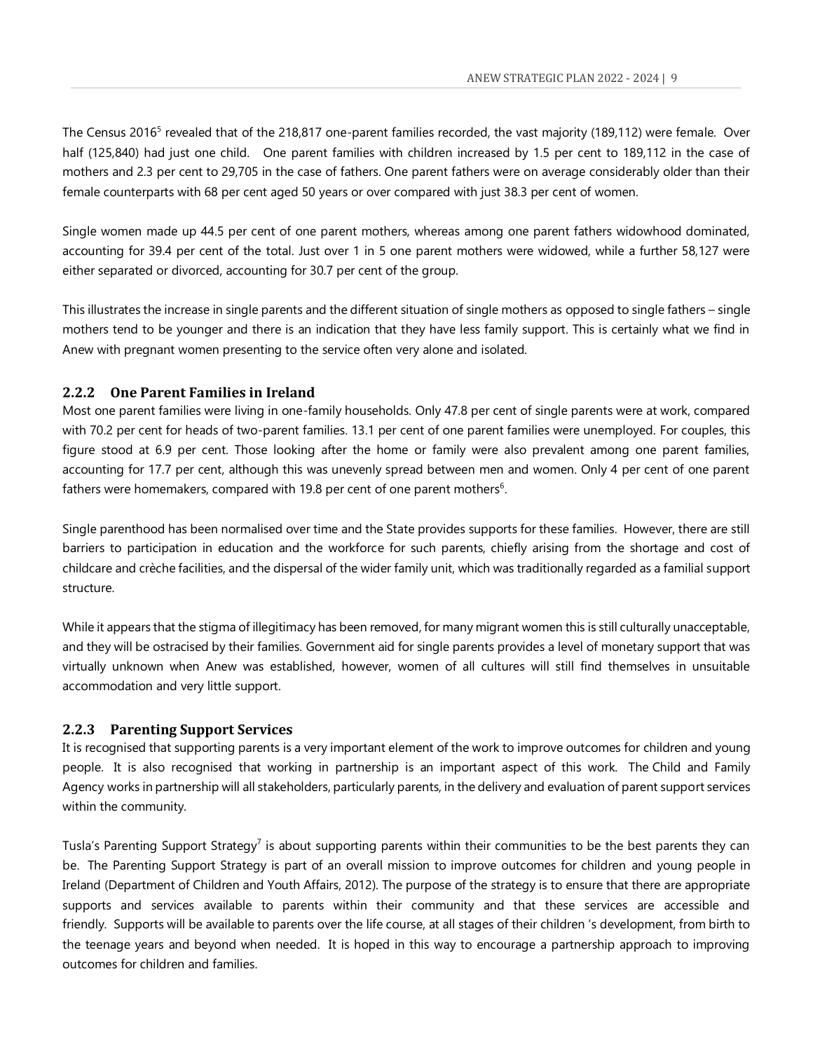The Census 2016[5] revealed that of the 218,817 one-parent families recorded, the vast majority (189,112) were female. Over half (125,840) had just one child. One parent families with children increased by 1.5 per cent to 189,112 in the case of mothers and 2.3 per cent to 29,705 in the case of fathers. One parent fathers were on average considerably older than their female counterparts with 68 per cent aged 50 years or over compared with just 38.3 per cent of women.

Single women made up 44.5 per cent of one parent mothers, whereas among one parent fathers widowhood dominated, accounting for 39.4 per cent of the total. Just over 1 in 5 one parent mothers were widowed, while a further 58,127 were either separated or divorced, accounting for 30.7 per cent of the group.

This illustrates the increase in single parents and the different situation of single mothers as opposed to single fathers – single mothers tend to be younger and there is an indication that they have less family support. This is certainly what we find in Anew with pregnant women presenting to the service often very alone and isolated.

### 2.2.2 One Parent Families in Ireland

Most one parent families were living in one-family households. Only 47.8 per cent of single parents were at work, compared with 70.2 per cent for heads of two-parent families. 13.1 per cent of one parent families were unemployed. For couples, this figure stood at 6.9 per cent. Those looking after the home or family were also prevalent among one parent families, accounting for 17.7 per cent, although this was unevenly spread between men and women. Only 4 per cent of one parent fathers were homemakers, compared with 19.8 per cent of one parent mothers[6].

Single parenthood has been normalised over time and the State provides supports for these families. However, there are still barriers to participation in education and the workforce for such parents, chiefly arising from the shortage and cost of childcare and crèche facilities, and the dispersal of the wider family unit, which was traditionally regarded as a familial support structure.

While it appears that the stigma of illegitimacy has been removed, for many migrant women this is still culturally unacceptable, and they will be ostracised by their families. Government aid for single parents provides a level of monetary support that was virtually unknown when Anew was established, however, women of all cultures will still find themselves in unsuitable accommodation and very little support.

### 2.2.3 Parenting Support Services

It is recognised that supporting parents is a very important element of the work to improve outcomes for children and young people. It is also recognised that working in partnership is an important aspect of this work. The Child and Family Agency works in partnership will all stakeholders, particularly parents, in the delivery and evaluation of parent support services within the community.

Tusla's Parenting Support Strategy[7] is about supporting parents within their communities to be the best parents they can be. The Parenting Support Strategy is part of an overall mission to improve outcomes for children and young people in Ireland (Department of Children and Youth Affairs, 2012). The purpose of the strategy is to ensure that there are appropriate supports and services available to parents within their community and that these services are accessible and friendly. Supports will be available to parents over the life course, at all stages of their children 's development, from birth to the teenage years and beyond when needed. It is hoped in this way to encourage a partnership approach to improving outcomes for children and families.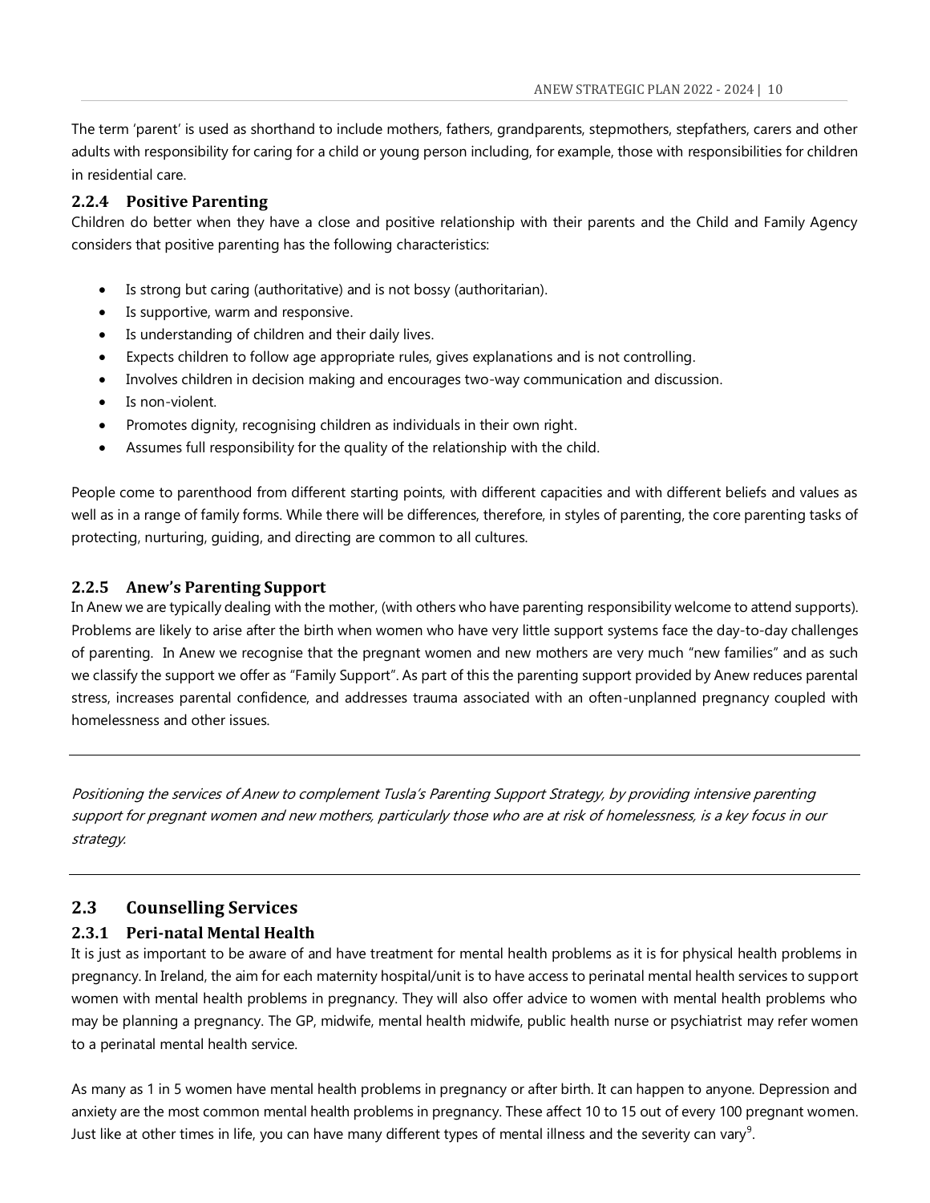The term 'parent' is used as shorthand to include mothers, fathers, grandparents, stepmothers, stepfathers, carers and other adults with responsibility for caring for a child or young person including, for example, those with responsibilities for children in residential care.

### 2.2.4 Positive Parenting

Children do better when they have a close and positive relationship with their parents and the Child and Family Agency considers that positive parenting has the following characteristics:

- Is strong but caring (authoritative) and is not bossy (authoritarian).
- Is supportive, warm and responsive.
- Is understanding of children and their daily lives.
- Expects children to follow age appropriate rules, gives explanations and is not controlling.
- Involves children in decision making and encourages two-way communication and discussion.
- Is non-violent.
- Promotes dignity, recognising children as individuals in their own right.
- Assumes full responsibility for the quality of the relationship with the child.

People come to parenthood from different starting points, with different capacities and with different beliefs and values as well as in a range of family forms. While there will be differences, therefore, in styles of parenting, the core parenting tasks of protecting, nurturing, guiding, and directing are common to all cultures.

### 2.2.5 Anew's Parenting Support

In Anew we are typically dealing with the mother, (with others who have parenting responsibility welcome to attend supports). Problems are likely to arise after the birth when women who have very little support systems face the day-to-day challenges of parenting. In Anew we recognise that the pregnant women and new mothers are very much "new families" and as such we classify the support we offer as "Family Support". As part of this the parenting support provided by Anew reduces parental stress, increases parental confidence, and addresses trauma associated with an often-unplanned pregnancy coupled with homelessness and other issues.

---

*Positioning the services of Anew to complement Tusla's Parenting Support Strategy, by providing intensive parenting support for pregnant women and new mothers, particularly those who are at risk of homelessness, is a key focus in our strategy.*

---

## 2.3 Counselling Services

### 2.3.1 Peri-natal Mental Health

It is just as important to be aware of and have treatment for mental health problems as it is for physical health problems in pregnancy. In Ireland, the aim for each maternity hospital/unit is to have access to perinatal mental health services to support women with mental health problems in pregnancy. They will also offer advice to women with mental health problems who may be planning a pregnancy. The GP, midwife, mental health midwife, public health nurse or psychiatrist may refer women to a perinatal mental health service.

As many as 1 in 5 women have mental health problems in pregnancy or after birth. It can happen to anyone. Depression and anxiety are the most common mental health problems in pregnancy. These affect 10 to 15 out of every 100 pregnant women. Just like at other times in life, you can have many different types of mental illness and the severity can vary[9].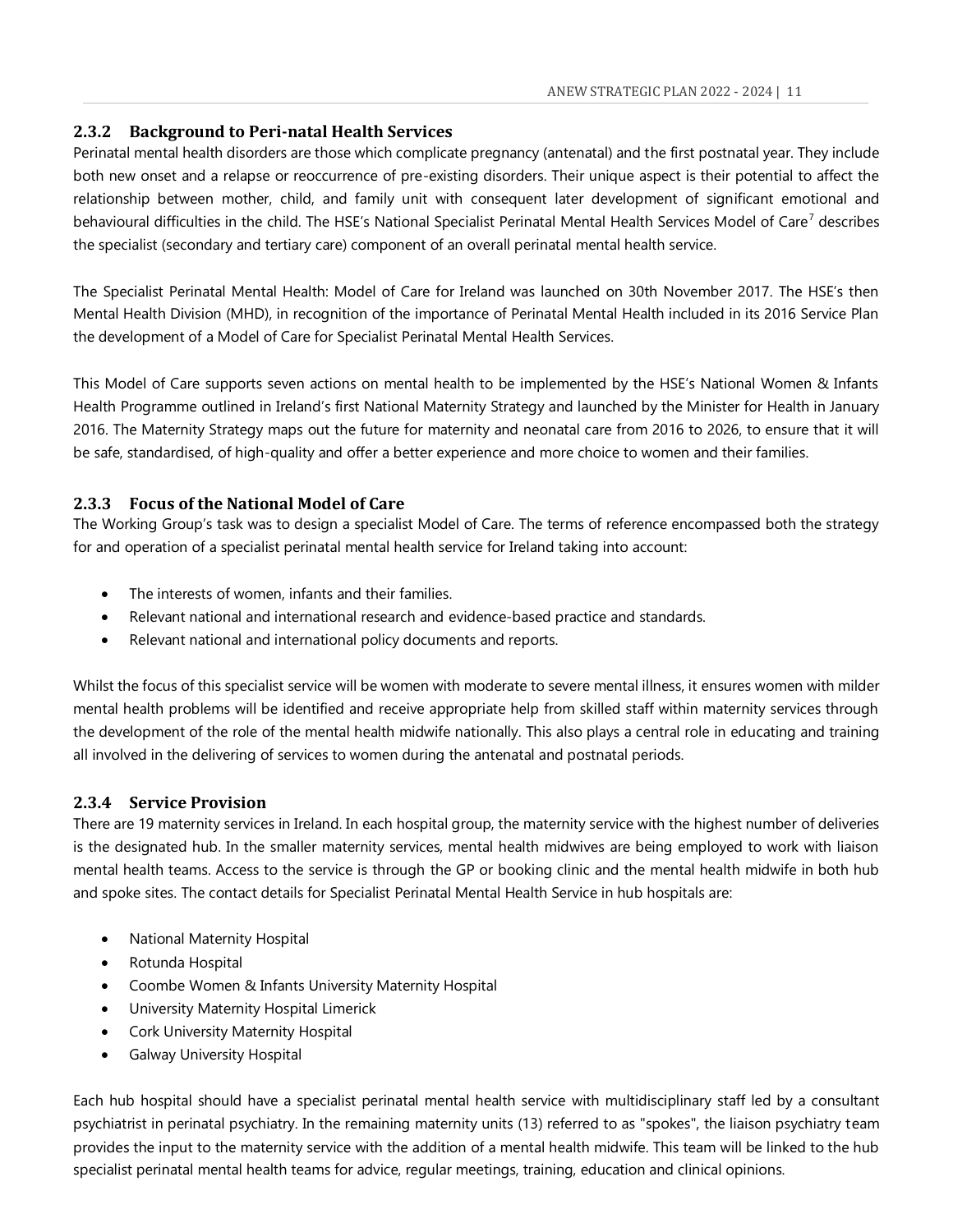### 2.3.2 Background to Peri-natal Health Services

Perinatal mental health disorders are those which complicate pregnancy (antenatal) and the first postnatal year. They include both new onset and a relapse or reoccurrence of pre-existing disorders. Their unique aspect is their potential to affect the relationship between mother, child, and family unit with consequent later development of significant emotional and behavioural difficulties in the child. The HSE's National Specialist Perinatal Mental Health Services Model of Care[7] describes the specialist (secondary and tertiary care) component of an overall perinatal mental health service.

The Specialist Perinatal Mental Health: Model of Care for Ireland was launched on 30th November 2017. The HSE's then Mental Health Division (MHD), in recognition of the importance of Perinatal Mental Health included in its 2016 Service Plan the development of a Model of Care for Specialist Perinatal Mental Health Services.

This Model of Care supports seven actions on mental health to be implemented by the HSE's National Women & Infants Health Programme outlined in Ireland's first National Maternity Strategy and launched by the Minister for Health in January 2016. The Maternity Strategy maps out the future for maternity and neonatal care from 2016 to 2026, to ensure that it will be safe, standardised, of high-quality and offer a better experience and more choice to women and their families.

### 2.3.3 Focus of the National Model of Care

The Working Group's task was to design a specialist Model of Care. The terms of reference encompassed both the strategy for and operation of a specialist perinatal mental health service for Ireland taking into account:

- The interests of women, infants and their families.
- Relevant national and international research and evidence-based practice and standards.
- Relevant national and international policy documents and reports.

Whilst the focus of this specialist service will be women with moderate to severe mental illness, it ensures women with milder mental health problems will be identified and receive appropriate help from skilled staff within maternity services through the development of the role of the mental health midwife nationally. This also plays a central role in educating and training all involved in the delivering of services to women during the antenatal and postnatal periods.

### 2.3.4 Service Provision

There are 19 maternity services in Ireland. In each hospital group, the maternity service with the highest number of deliveries is the designated hub. In the smaller maternity services, mental health midwives are being employed to work with liaison mental health teams. Access to the service is through the GP or booking clinic and the mental health midwife in both hub and spoke sites. The contact details for Specialist Perinatal Mental Health Service in hub hospitals are:

- National Maternity Hospital
- Rotunda Hospital
- Coombe Women & Infants University Maternity Hospital
- University Maternity Hospital Limerick
- Cork University Maternity Hospital
- Galway University Hospital

Each hub hospital should have a specialist perinatal mental health service with multidisciplinary staff led by a consultant psychiatrist in perinatal psychiatry. In the remaining maternity units (13) referred to as "spokes", the liaison psychiatry team provides the input to the maternity service with the addition of a mental health midwife. This team will be linked to the hub specialist perinatal mental health teams for advice, regular meetings, training, education and clinical opinions.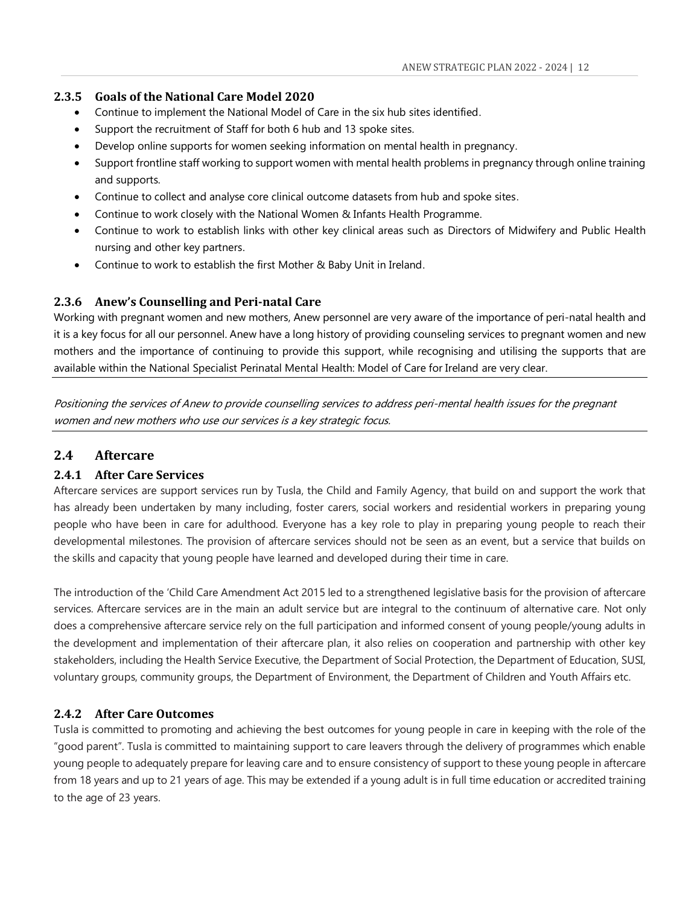### 2.3.5 Goals of the National Care Model 2020

- Continue to implement the National Model of Care in the six hub sites identified.
- Support the recruitment of Staff for both 6 hub and 13 spoke sites.
- Develop online supports for women seeking information on mental health in pregnancy.
- Support frontline staff working to support women with mental health problems in pregnancy through online training and supports.
- Continue to collect and analyse core clinical outcome datasets from hub and spoke sites.
- Continue to work closely with the National Women & Infants Health Programme.
- Continue to work to establish links with other key clinical areas such as Directors of Midwifery and Public Health nursing and other key partners.
- Continue to work to establish the first Mother & Baby Unit in Ireland.

### 2.3.6 Anew's Counselling and Peri-natal Care

Working with pregnant women and new mothers, Anew personnel are very aware of the importance of peri-natal health and it is a key focus for all our personnel. Anew have a long history of providing counseling services to pregnant women and new mothers and the importance of continuing to provide this support, while recognising and utilising the supports that are available within the National Specialist Perinatal Mental Health: Model of Care for Ireland are very clear.

---

*Positioning the services of Anew to provide counselling services to address peri-mental health issues for the pregnant women and new mothers who use our services is a key strategic focus.*

---

## 2.4 Aftercare

### 2.4.1 After Care Services

Aftercare services are support services run by Tusla, the Child and Family Agency, that build on and support the work that has already been undertaken by many including, foster carers, social workers and residential workers in preparing young people who have been in care for adulthood. Everyone has a key role to play in preparing young people to reach their developmental milestones. The provision of aftercare services should not be seen as an event, but a service that builds on the skills and capacity that young people have learned and developed during their time in care.

The introduction of the 'Child Care Amendment Act 2015 led to a strengthened legislative basis for the provision of aftercare services. Aftercare services are in the main an adult service but are integral to the continuum of alternative care. Not only does a comprehensive aftercare service rely on the full participation and informed consent of young people/young adults in the development and implementation of their aftercare plan, it also relies on cooperation and partnership with other key stakeholders, including the Health Service Executive, the Department of Social Protection, the Department of Education, SUSI, voluntary groups, community groups, the Department of Environment, the Department of Children and Youth Affairs etc.

### 2.4.2 After Care Outcomes

Tusla is committed to promoting and achieving the best outcomes for young people in care in keeping with the role of the "good parent". Tusla is committed to maintaining support to care leavers through the delivery of programmes which enable young people to adequately prepare for leaving care and to ensure consistency of support to these young people in aftercare from 18 years and up to 21 years of age. This may be extended if a young adult is in full time education or accredited training to the age of 23 years.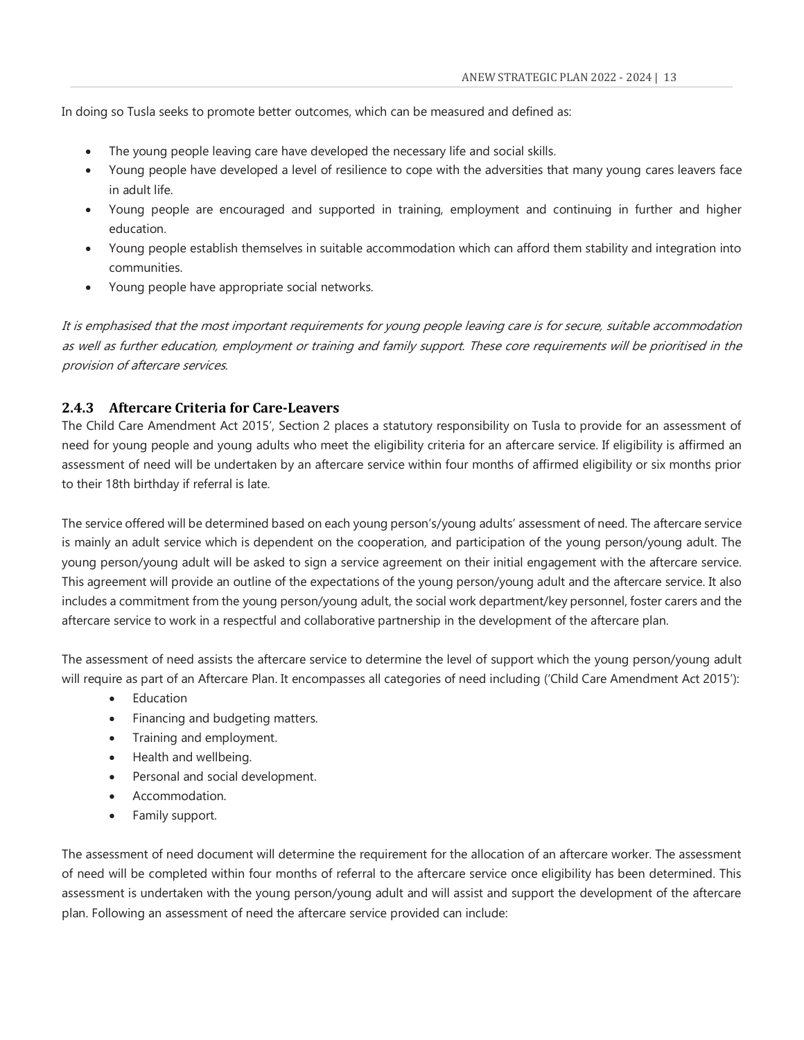In doing so Tusla seeks to promote better outcomes, which can be measured and defined as:

- The young people leaving care have developed the necessary life and social skills.
- Young people have developed a level of resilience to cope with the adversities that many young cares leavers face in adult life.
- Young people are encouraged and supported in training, employment and continuing in further and higher education.
- Young people establish themselves in suitable accommodation which can afford them stability and integration into communities.
- Young people have appropriate social networks.

*It is emphasised that the most important requirements for young people leaving care is for secure, suitable accommodation as well as further education, employment or training and family support. These core requirements will be prioritised in the provision of aftercare services.*

### 2.4.3 Aftercare Criteria for Care-Leavers

The Child Care Amendment Act 2015', Section 2 places a statutory responsibility on Tusla to provide for an assessment of need for young people and young adults who meet the eligibility criteria for an aftercare service. If eligibility is affirmed an assessment of need will be undertaken by an aftercare service within four months of affirmed eligibility or six months prior to their 18th birthday if referral is late.

The service offered will be determined based on each young person's/young adults' assessment of need. The aftercare service is mainly an adult service which is dependent on the cooperation, and participation of the young person/young adult. The young person/young adult will be asked to sign a service agreement on their initial engagement with the aftercare service. This agreement will provide an outline of the expectations of the young person/young adult and the aftercare service. It also includes a commitment from the young person/young adult, the social work department/key personnel, foster carers and the aftercare service to work in a respectful and collaborative partnership in the development of the aftercare plan.

The assessment of need assists the aftercare service to determine the level of support which the young person/young adult will require as part of an Aftercare Plan. It encompasses all categories of need including ('Child Care Amendment Act 2015'):

- Education
- Financing and budgeting matters.
- Training and employment.
- Health and wellbeing.
- Personal and social development.
- Accommodation.
- Family support.

The assessment of need document will determine the requirement for the allocation of an aftercare worker. The assessment of need will be completed within four months of referral to the aftercare service once eligibility has been determined. This assessment is undertaken with the young person/young adult and will assist and support the development of the aftercare plan. Following an assessment of need the aftercare service provided can include: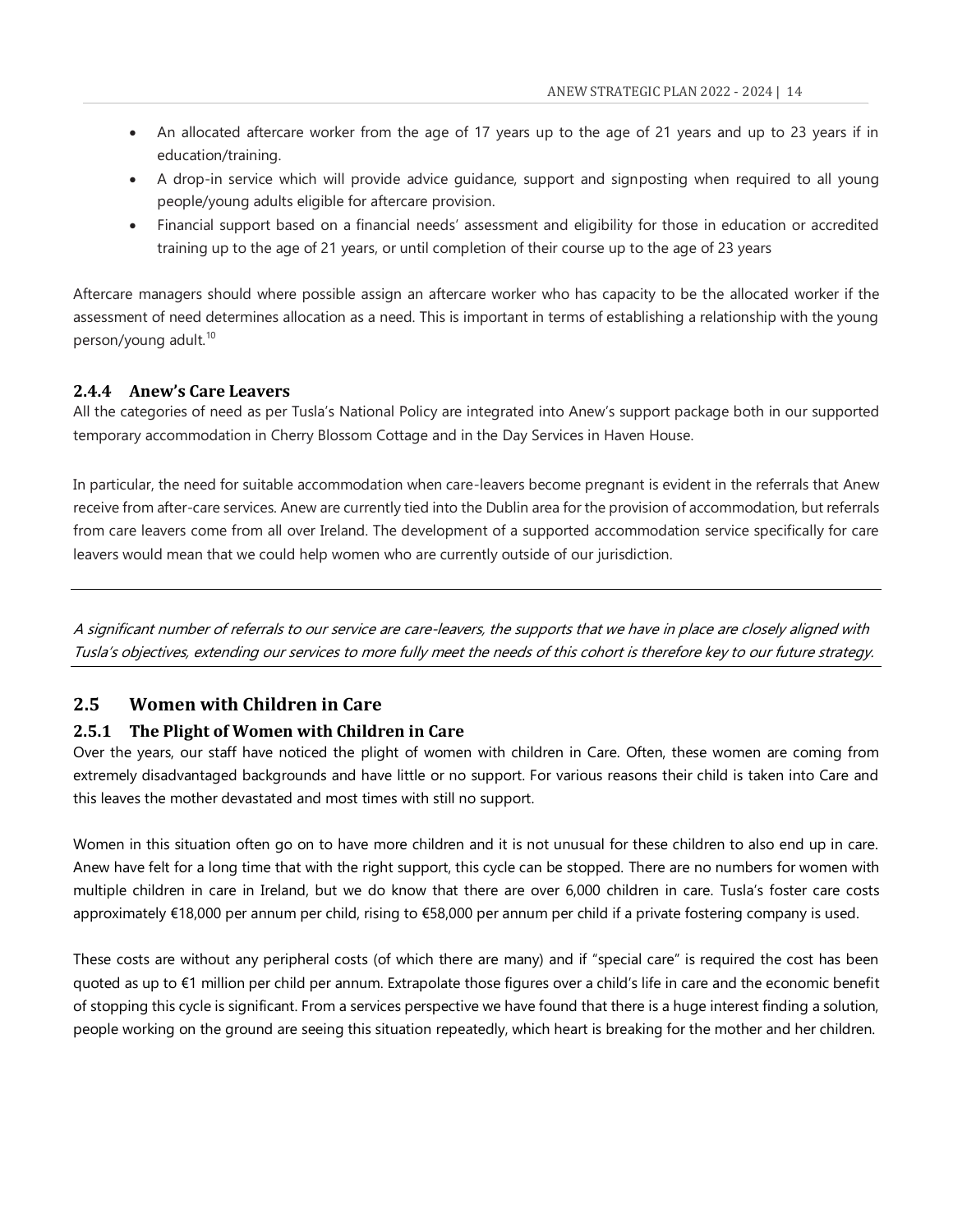- An allocated aftercare worker from the age of 17 years up to the age of 21 years and up to 23 years if in education/training.
- A drop-in service which will provide advice guidance, support and signposting when required to all young people/young adults eligible for aftercare provision.
- Financial support based on a financial needs' assessment and eligibility for those in education or accredited training up to the age of 21 years, or until completion of their course up to the age of 23 years

Aftercare managers should where possible assign an aftercare worker who has capacity to be the allocated worker if the assessment of need determines allocation as a need. This is important in terms of establishing a relationship with the young person/young adult.[10]

### 2.4.4 Anew's Care Leavers

All the categories of need as per Tusla's National Policy are integrated into Anew's support package both in our supported temporary accommodation in Cherry Blossom Cottage and in the Day Services in Haven House.

In particular, the need for suitable accommodation when care-leavers become pregnant is evident in the referrals that Anew receive from after-care services. Anew are currently tied into the Dublin area for the provision of accommodation, but referrals from care leavers come from all over Ireland. The development of a supported accommodation service specifically for care leavers would mean that we could help women who are currently outside of our jurisdiction.

---

*A significant number of referrals to our service are care-leavers, the supports that we have in place are closely aligned with Tusla's objectives, extending our services to more fully meet the needs of this cohort is therefore key to our future strategy.*

---

## 2.5 Women with Children in Care

### 2.5.1 The Plight of Women with Children in Care

Over the years, our staff have noticed the plight of women with children in Care. Often, these women are coming from extremely disadvantaged backgrounds and have little or no support. For various reasons their child is taken into Care and this leaves the mother devastated and most times with still no support.

Women in this situation often go on to have more children and it is not unusual for these children to also end up in care. Anew have felt for a long time that with the right support, this cycle can be stopped. There are no numbers for women with multiple children in care in Ireland, but we do know that there are over 6,000 children in care. Tusla's foster care costs approximately €18,000 per annum per child, rising to €58,000 per annum per child if a private fostering company is used.

These costs are without any peripheral costs (of which there are many) and if "special care" is required the cost has been quoted as up to €1 million per child per annum. Extrapolate those figures over a child's life in care and the economic benefit of stopping this cycle is significant. From a services perspective we have found that there is a huge interest finding a solution, people working on the ground are seeing this situation repeatedly, which heart is breaking for the mother and her children.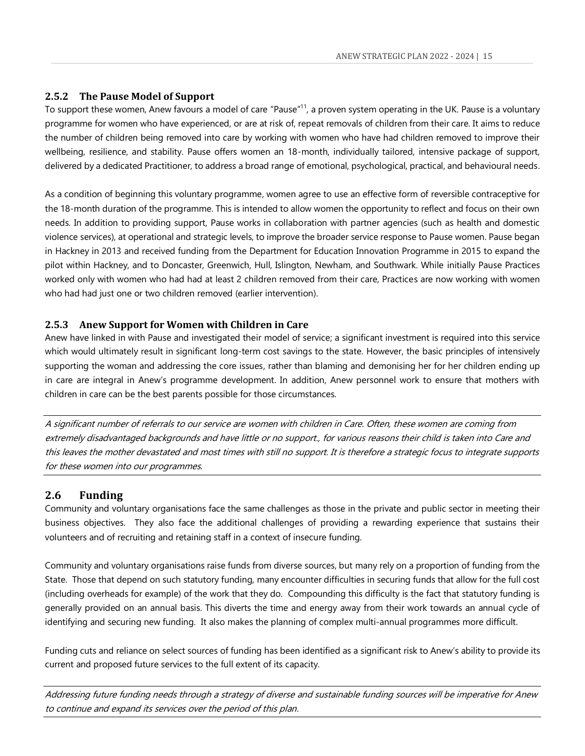### 2.5.2 The Pause Model of Support

To support these women, Anew favours a model of care "Pause"[11], a proven system operating in the UK. Pause is a voluntary programme for women who have experienced, or are at risk of, repeat removals of children from their care. It aims to reduce the number of children being removed into care by working with women who have had children removed to improve their wellbeing, resilience, and stability. Pause offers women an 18-month, individually tailored, intensive package of support, delivered by a dedicated Practitioner, to address a broad range of emotional, psychological, practical, and behavioural needs.

As a condition of beginning this voluntary programme, women agree to use an effective form of reversible contraceptive for the 18-month duration of the programme. This is intended to allow women the opportunity to reflect and focus on their own needs. In addition to providing support, Pause works in collaboration with partner agencies (such as health and domestic violence services), at operational and strategic levels, to improve the broader service response to Pause women. Pause began in Hackney in 2013 and received funding from the Department for Education Innovation Programme in 2015 to expand the pilot within Hackney, and to Doncaster, Greenwich, Hull, Islington, Newham, and Southwark. While initially Pause Practices worked only with women who had had at least 2 children removed from their care, Practices are now working with women who had had just one or two children removed (earlier intervention).

### 2.5.3 Anew Support for Women with Children in Care

Anew have linked in with Pause and investigated their model of service; a significant investment is required into this service which would ultimately result in significant long-term cost savings to the state. However, the basic principles of intensively supporting the woman and addressing the core issues, rather than blaming and demonising her for her children ending up in care are integral in Anew's programme development. In addition, Anew personnel work to ensure that mothers with children in care can be the best parents possible for those circumstances.

---

*A significant number of referrals to our service are women with children in Care. Often, these women are coming from extremely disadvantaged backgrounds and have little or no support., for various reasons their child is taken into Care and this leaves the mother devastated and most times with still no support. It is therefore a strategic focus to integrate supports for these women into our programmes.*

---

## 2.6 Funding

Community and voluntary organisations face the same challenges as those in the private and public sector in meeting their business objectives. They also face the additional challenges of providing a rewarding experience that sustains their volunteers and of recruiting and retaining staff in a context of insecure funding.

Community and voluntary organisations raise funds from diverse sources, but many rely on a proportion of funding from the State. Those that depend on such statutory funding, many encounter difficulties in securing funds that allow for the full cost (including overheads for example) of the work that they do. Compounding this difficulty is the fact that statutory funding is generally provided on an annual basis. This diverts the time and energy away from their work towards an annual cycle of identifying and securing new funding. It also makes the planning of complex multi-annual programmes more difficult.

Funding cuts and reliance on select sources of funding has been identified as a significant risk to Anew's ability to provide its current and proposed future services to the full extent of its capacity.

---

*Addressing future funding needs through a strategy of diverse and sustainable funding sources will be imperative for Anew to continue and expand its services over the period of this plan.*

---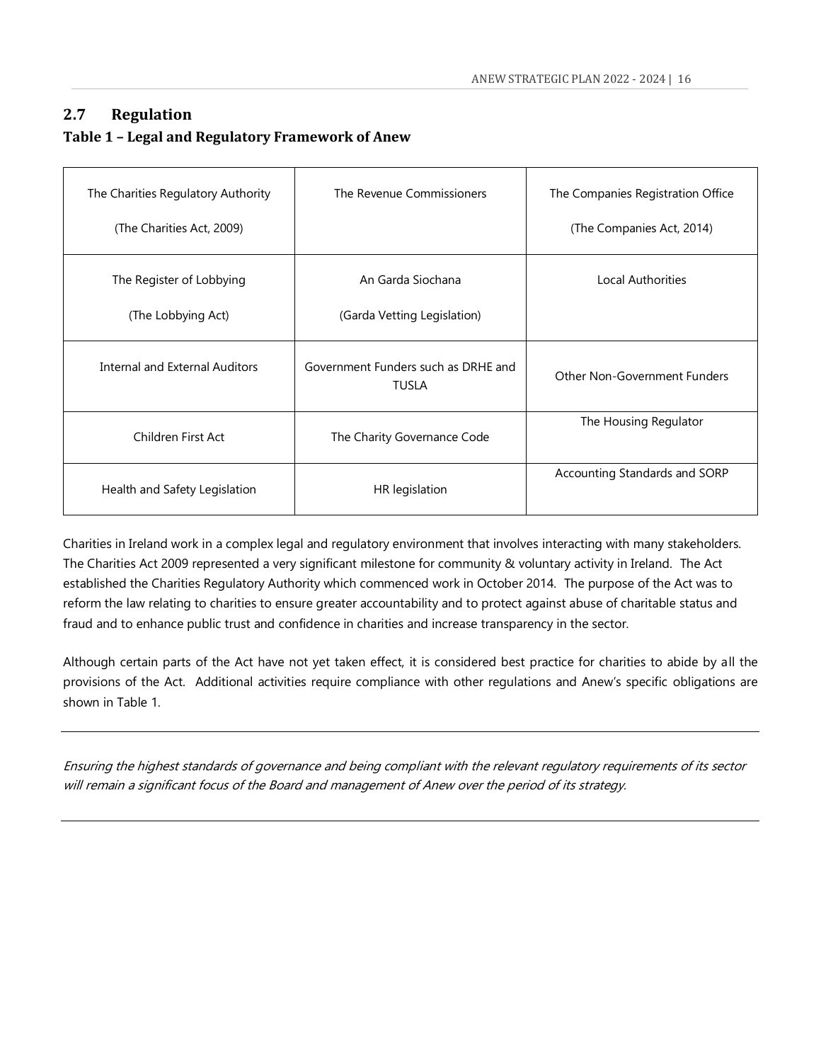## 2.7 Regulation

### Table 1 – Legal and Regulatory Framework of Anew

| | | |
|---|---|---|
| The Charities Regulatory Authority<br><br>(The Charities Act, 2009) | The Revenue Commissioners | The Companies Registration Office<br><br>(The Companies Act, 2014) |
| The Register of Lobbying<br><br>(The Lobbying Act) | An Garda Siochana<br><br>(Garda Vetting Legislation) | Local Authorities |
| Internal and External Auditors | Government Funders such as DRHE and TUSLA | Other Non-Government Funders |
| Children First Act | The Charity Governance Code | The Housing Regulator |
| Health and Safety Legislation | HR legislation | Accounting Standards and SORP |

Charities in Ireland work in a complex legal and regulatory environment that involves interacting with many stakeholders. The Charities Act 2009 represented a very significant milestone for community & voluntary activity in Ireland. The Act established the Charities Regulatory Authority which commenced work in October 2014. The purpose of the Act was to reform the law relating to charities to ensure greater accountability and to protect against abuse of charitable status and fraud and to enhance public trust and confidence in charities and increase transparency in the sector.

Although certain parts of the Act have not yet taken effect, it is considered best practice for charities to abide by all the provisions of the Act. Additional activities require compliance with other regulations and Anew's specific obligations are shown in Table 1.

---

*Ensuring the highest standards of governance and being compliant with the relevant regulatory requirements of its sector will remain a significant focus of the Board and management of Anew over the period of its strategy.*

---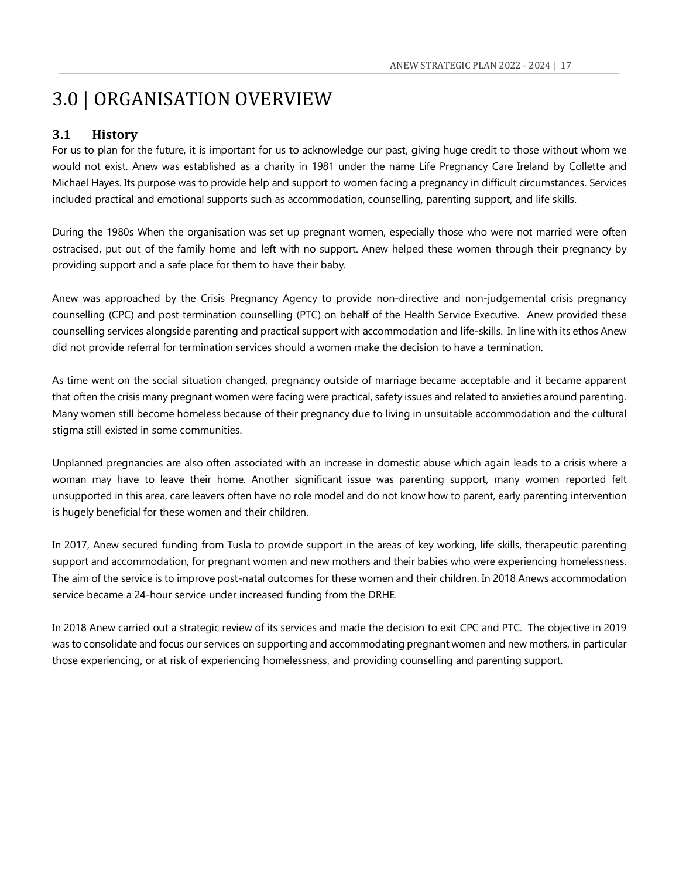# 3.0 | ORGANISATION OVERVIEW

## 3.1 History

For us to plan for the future, it is important for us to acknowledge our past, giving huge credit to those without whom we would not exist. Anew was established as a charity in 1981 under the name Life Pregnancy Care Ireland by Collette and Michael Hayes. Its purpose was to provide help and support to women facing a pregnancy in difficult circumstances. Services included practical and emotional supports such as accommodation, counselling, parenting support, and life skills.

During the 1980s When the organisation was set up pregnant women, especially those who were not married were often ostracised, put out of the family home and left with no support. Anew helped these women through their pregnancy by providing support and a safe place for them to have their baby.

Anew was approached by the Crisis Pregnancy Agency to provide non-directive and non-judgemental crisis pregnancy counselling (CPC) and post termination counselling (PTC) on behalf of the Health Service Executive. Anew provided these counselling services alongside parenting and practical support with accommodation and life-skills. In line with its ethos Anew did not provide referral for termination services should a women make the decision to have a termination.

As time went on the social situation changed, pregnancy outside of marriage became acceptable and it became apparent that often the crisis many pregnant women were facing were practical, safety issues and related to anxieties around parenting. Many women still become homeless because of their pregnancy due to living in unsuitable accommodation and the cultural stigma still existed in some communities.

Unplanned pregnancies are also often associated with an increase in domestic abuse which again leads to a crisis where a woman may have to leave their home. Another significant issue was parenting support, many women reported felt unsupported in this area, care leavers often have no role model and do not know how to parent, early parenting intervention is hugely beneficial for these women and their children.

In 2017, Anew secured funding from Tusla to provide support in the areas of key working, life skills, therapeutic parenting support and accommodation, for pregnant women and new mothers and their babies who were experiencing homelessness. The aim of the service is to improve post-natal outcomes for these women and their children. In 2018 Anews accommodation service became a 24-hour service under increased funding from the DRHE.

In 2018 Anew carried out a strategic review of its services and made the decision to exit CPC and PTC. The objective in 2019 was to consolidate and focus our services on supporting and accommodating pregnant women and new mothers, in particular those experiencing, or at risk of experiencing homelessness, and providing counselling and parenting support.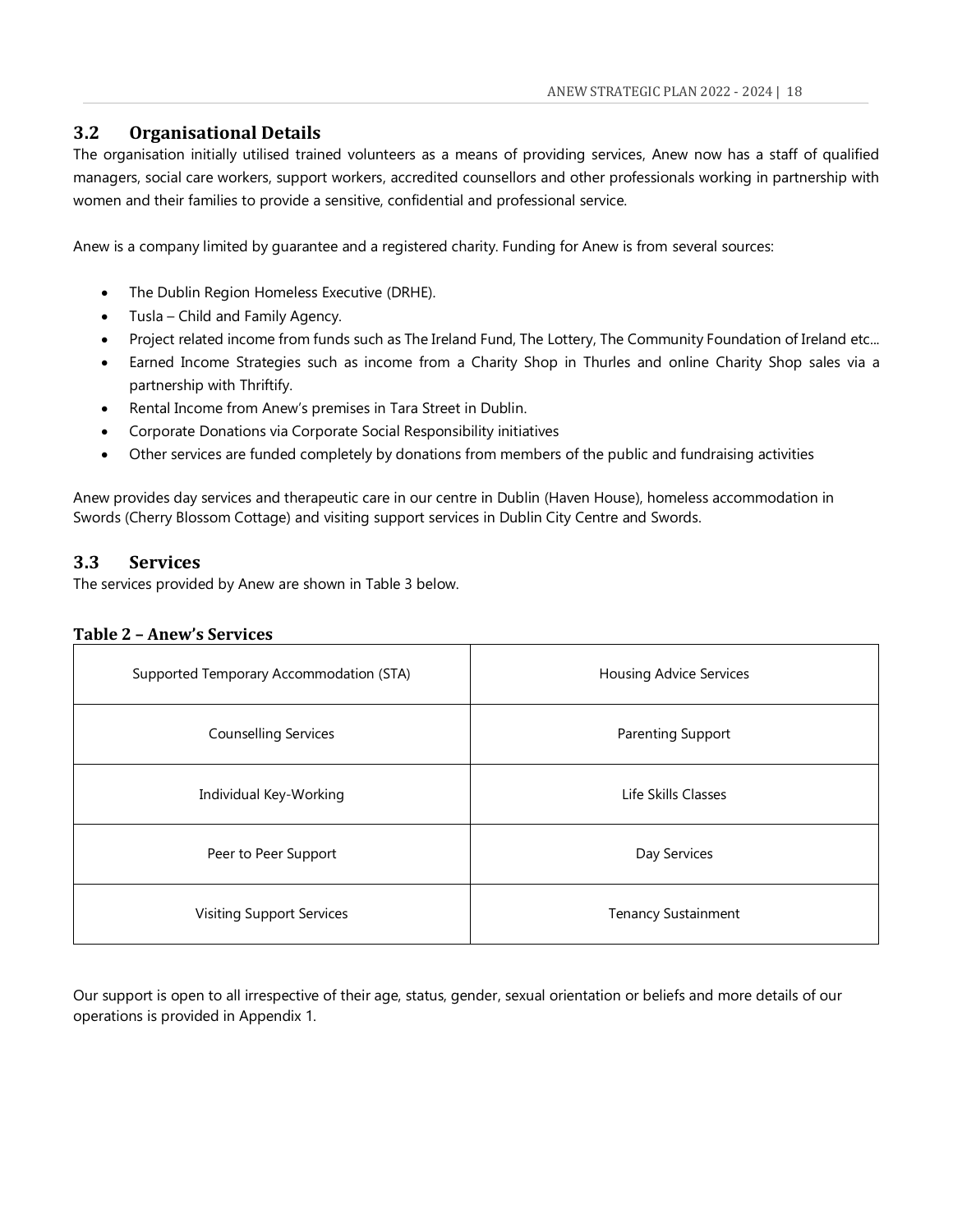## 3.2 Organisational Details

The organisation initially utilised trained volunteers as a means of providing services, Anew now has a staff of qualified managers, social care workers, support workers, accredited counsellors and other professionals working in partnership with women and their families to provide a sensitive, confidential and professional service.

Anew is a company limited by guarantee and a registered charity. Funding for Anew is from several sources:

- The Dublin Region Homeless Executive (DRHE).
- Tusla – Child and Family Agency.
- Project related income from funds such as The Ireland Fund, The Lottery, The Community Foundation of Ireland etc...
- Earned Income Strategies such as income from a Charity Shop in Thurles and online Charity Shop sales via a partnership with Thriftify.
- Rental Income from Anew's premises in Tara Street in Dublin.
- Corporate Donations via Corporate Social Responsibility initiatives
- Other services are funded completely by donations from members of the public and fundraising activities

Anew provides day services and therapeutic care in our centre in Dublin (Haven House), homeless accommodation in Swords (Cherry Blossom Cottage) and visiting support services in Dublin City Centre and Swords.

## 3.3 Services

The services provided by Anew are shown in Table 3 below.

**Table 2 – Anew's Services**

| | |
|---|---|
| Supported Temporary Accommodation (STA) | Housing Advice Services |
| Counselling Services | Parenting Support |
| Individual Key-Working | Life Skills Classes |
| Peer to Peer Support | Day Services |
| Visiting Support Services | Tenancy Sustainment |

Our support is open to all irrespective of their age, status, gender, sexual orientation or beliefs and more details of our operations is provided in Appendix 1.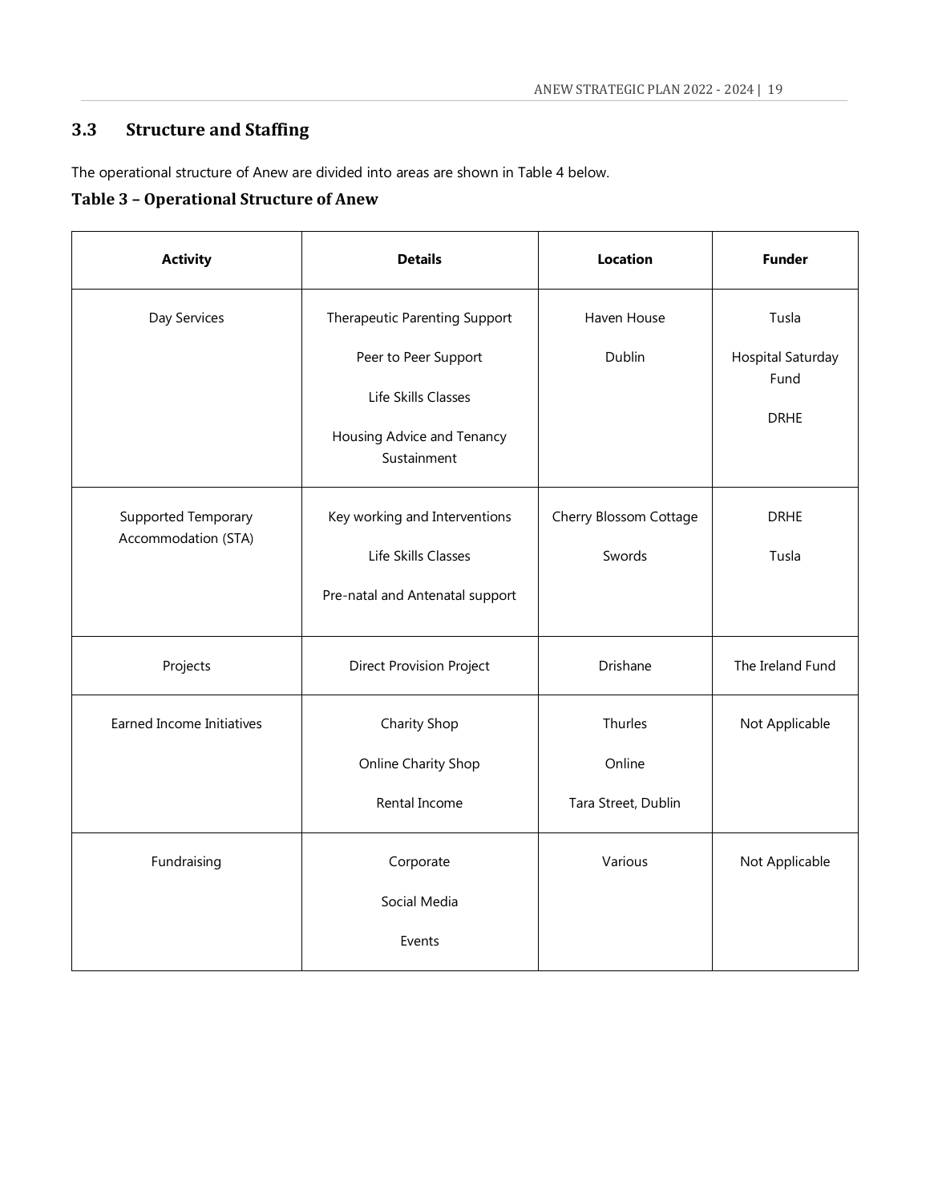## 3.3 Structure and Staffing

The operational structure of Anew are divided into areas are shown in Table 4 below.

### Table 3 – Operational Structure of Anew

| Activity | Details | Location | Funder |
|---|---|---|---|
| Day Services | Therapeutic Parenting Support<br>Peer to Peer Support<br>Life Skills Classes<br>Housing Advice and Tenancy Sustainment | Haven House<br>Dublin | Tusla<br>Hospital Saturday Fund<br>DRHE |
| Supported Temporary Accommodation (STA) | Key working and Interventions<br>Life Skills Classes<br>Pre-natal and Antenatal support | Cherry Blossom Cottage<br>Swords | DRHE<br>Tusla |
| Projects | Direct Provision Project | Drishane | The Ireland Fund |
| Earned Income Initiatives | Charity Shop<br>Online Charity Shop<br>Rental Income | Thurles<br>Online<br>Tara Street, Dublin | Not Applicable |
| Fundraising | Corporate<br>Social Media<br>Events | Various | Not Applicable |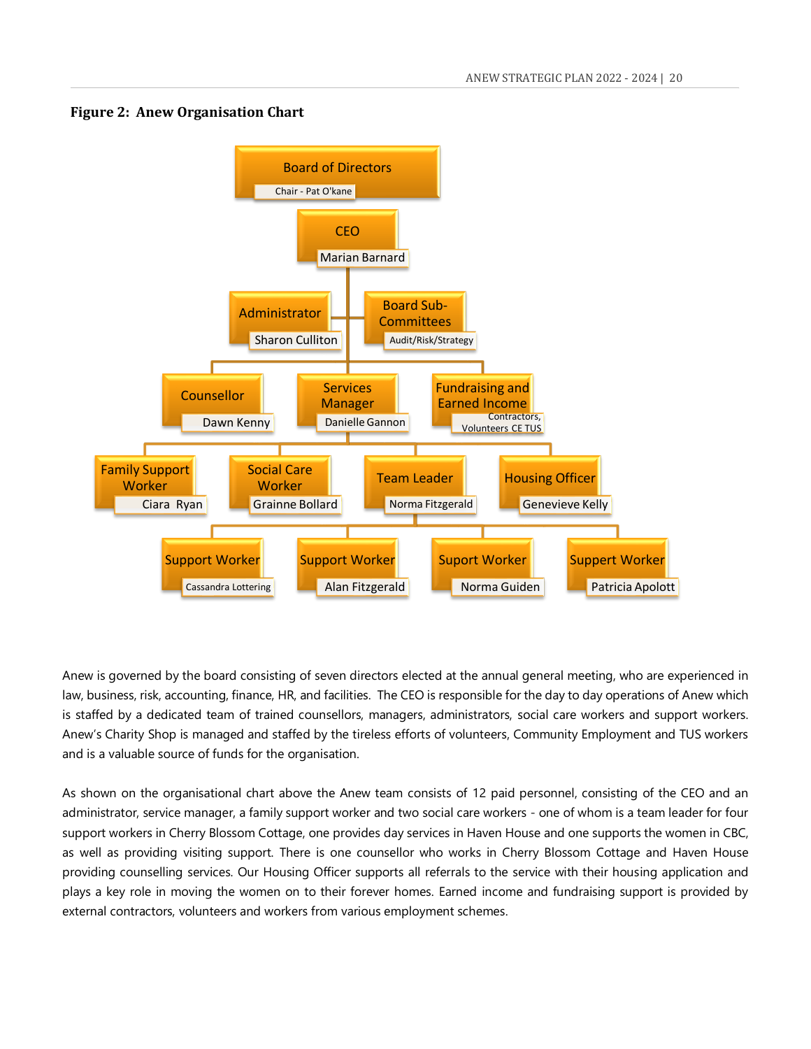**Figure 2: Anew Organisation Chart**

- **Board of Directors** – Chair - Pat O'kane
  - **CEO** – Marian Barnard
    - **Administrator** – Sharon Culliton
    - **Board Sub-Committees** – Audit/Risk/Strategy
    - **Counsellor** – Dawn Kenny
    - **Services Manager** – Danielle Gannon
      - **Family Support Worker** – Ciara Ryan
      - **Social Care Worker** – Grainne Bollard
      - **Team Leader** – Norma Fitzgerald
        - **Support Worker** – Cassandra Lottering
        - **Support Worker** – Alan Fitzgerald
        - **Suport Worker** – Norma Guiden
        - **Suppert Worker** – Patricia Apolott
      - **Housing Officer** – Genevieve Kelly
    - **Fundraising and Earned Income** – Contractors, Volunteers CE TUS

Anew is governed by the board consisting of seven directors elected at the annual general meeting, who are experienced in law, business, risk, accounting, finance, HR, and facilities. The CEO is responsible for the day to day operations of Anew which is staffed by a dedicated team of trained counsellors, managers, administrators, social care workers and support workers. Anew's Charity Shop is managed and staffed by the tireless efforts of volunteers, Community Employment and TUS workers and is a valuable source of funds for the organisation.

As shown on the organisational chart above the Anew team consists of 12 paid personnel, consisting of the CEO and an administrator, service manager, a family support worker and two social care workers - one of whom is a team leader for four support workers in Cherry Blossom Cottage, one provides day services in Haven House and one supports the women in CBC, as well as providing visiting support. There is one counsellor who works in Cherry Blossom Cottage and Haven House providing counselling services. Our Housing Officer supports all referrals to the service with their housing application and plays a key role in moving the women on to their forever homes. Earned income and fundraising support is provided by external contractors, volunteers and workers from various employment schemes.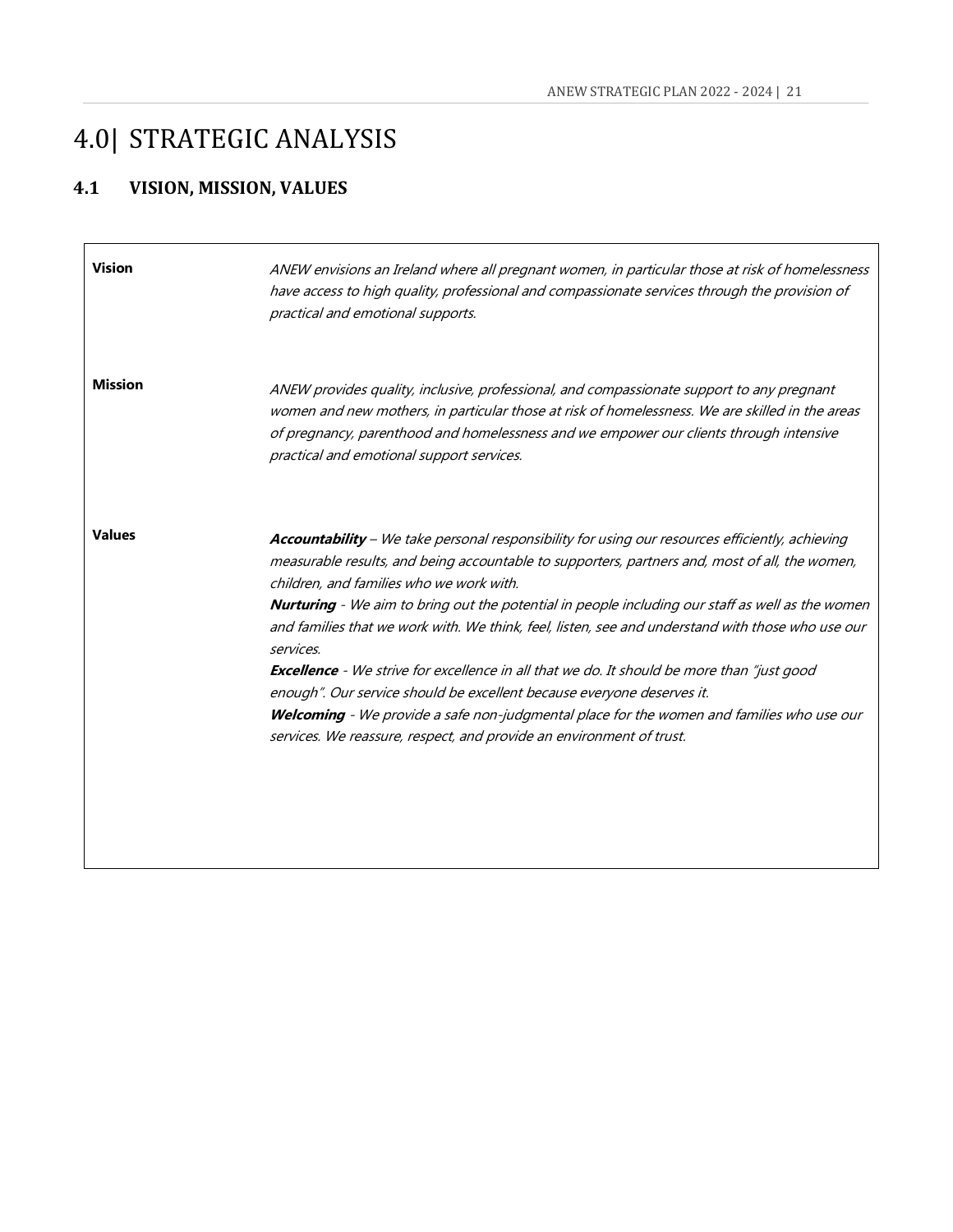# 4.0| STRATEGIC ANALYSIS

## 4.1 VISION, MISSION, VALUES

| | |
|---|---|
| **Vision** | *ANEW envisions an Ireland where all pregnant women, in particular those at risk of homelessness have access to high quality, professional and compassionate services through the provision of practical and emotional supports.* |
| **Mission** | *ANEW provides quality, inclusive, professional, and compassionate support to any pregnant women and new mothers, in particular those at risk of homelessness. We are skilled in the areas of pregnancy, parenthood and homelessness and we empower our clients through intensive practical and emotional support services.* |
| **Values** | ***Accountability*** *– We take personal responsibility for using our resources efficiently, achieving measurable results, and being accountable to supporters, partners and, most of all, the women, children, and families who we work with.*<br>***Nurturing*** *- We aim to bring out the potential in people including our staff as well as the women and families that we work with. We think, feel, listen, see and understand with those who use our services.*<br>***Excellence*** *- We strive for excellence in all that we do. It should be more than "just good enough". Our service should be excellent because everyone deserves it.*<br>***Welcoming*** *- We provide a safe non-judgmental place for the women and families who use our services. We reassure, respect, and provide an environment of trust.* |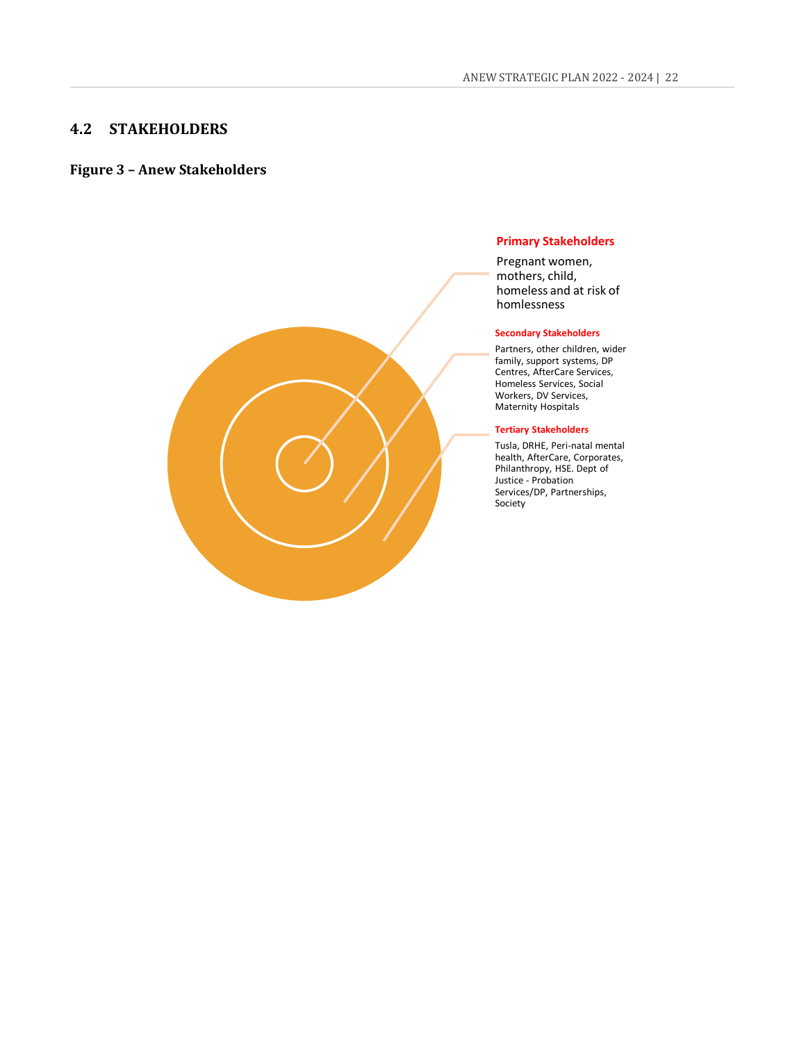## 4.2 STAKEHOLDERS

### Figure 3 – Anew Stakeholders

**Primary Stakeholders**

Pregnant women, mothers, child, homeless and at risk of homlessness

**Secondary Stakeholders**

Partners, other children, wider family, support systems, DP Centres, AfterCare Services, Homeless Services, Social Workers, DV Services, Maternity Hospitals

**Tertiary Stakeholders**

Tusla, DRHE, Peri-natal mental health, AfterCare, Corporates, Philanthropy, HSE. Dept of Justice - Probation Services/DP, Partnerships, Society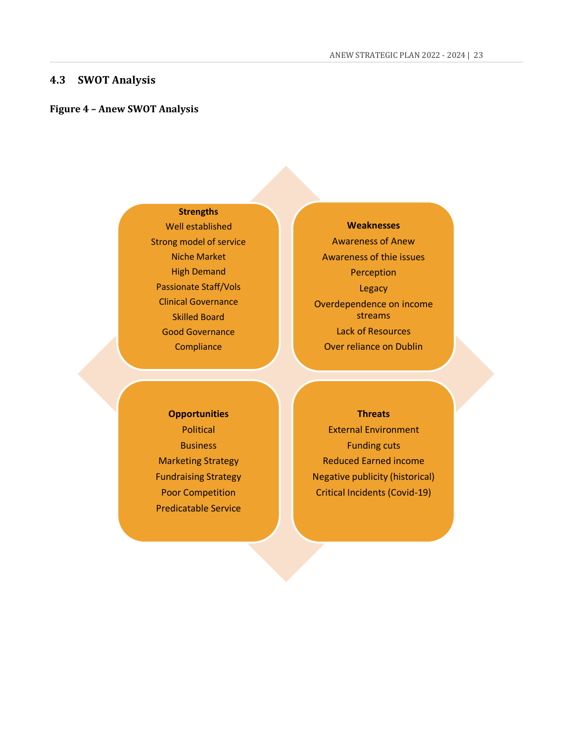## 4.3 SWOT Analysis

**Figure 4 – Anew SWOT Analysis**

**Strengths**
- Well established
- Strong model of service
- Niche Market
- High Demand
- Passionate Staff/Vols
- Clinical Governance
- Skilled Board
- Good Governance
- Compliance

**Weaknesses**
- Awareness of Anew
- Awareness of thie issues
- Perception
- Legacy
- Overdependence on income streams
- Lack of Resources
- Over reliance on Dublin

**Opportunities**
- Political
- Business
- Marketing Strategy
- Fundraising Strategy
- Poor Competition
- Predicatable Service

**Threats**
- External Environment
- Funding cuts
- Reduced Earned income
- Negative publicity (historical)
- Critical Incidents (Covid-19)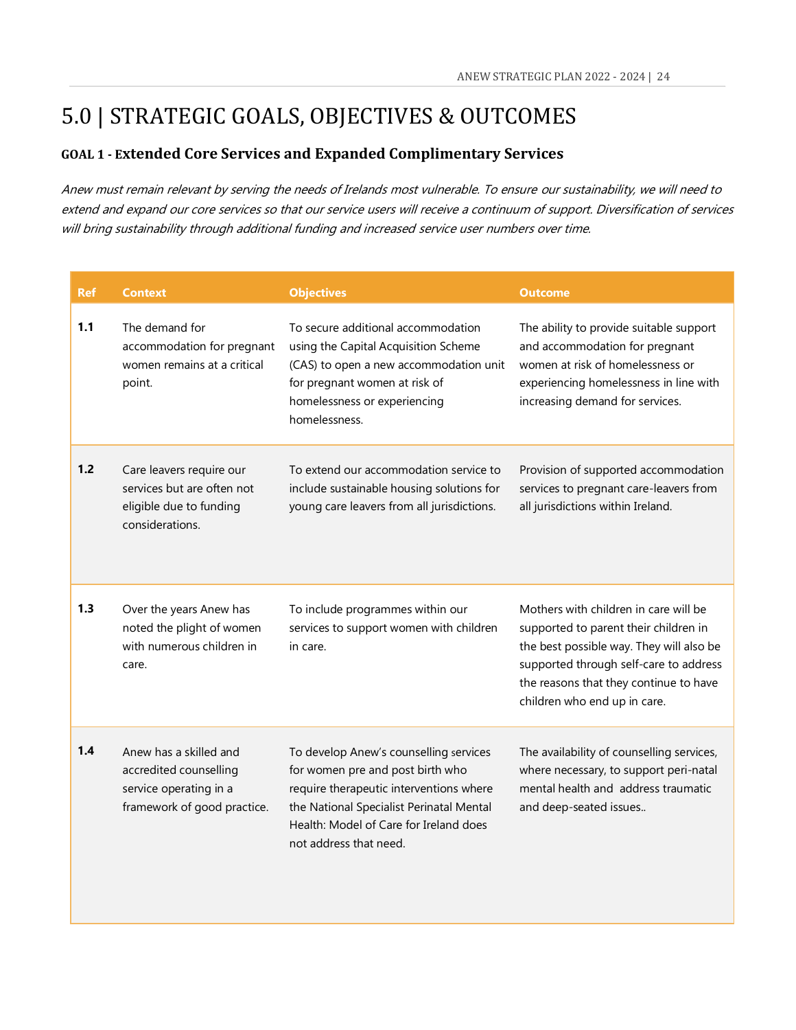# 5.0 | STRATEGIC GOALS, OBJECTIVES & OUTCOMES

### GOAL 1 - Extended Core Services and Expanded Complimentary Services

*Anew must remain relevant by serving the needs of Irelands most vulnerable. To ensure our sustainability, we will need to extend and expand our core services so that our service users will receive a continuum of support. Diversification of services will bring sustainability through additional funding and increased service user numbers over time.*

| Ref | Context | Objectives | Outcome |
|---|---|---|---|
| **1.1** | The demand for accommodation for pregnant women remains at a critical point. | To secure additional accommodation using the Capital Acquisition Scheme (CAS) to open a new accommodation unit for pregnant women at risk of homelessness or experiencing homelessness. | The ability to provide suitable support and accommodation for pregnant women at risk of homelessness or experiencing homelessness in line with increasing demand for services. |
| **1.2** | Care leavers require our services but are often not eligible due to funding considerations. | To extend our accommodation service to include sustainable housing solutions for young care leavers from all jurisdictions. | Provision of supported accommodation services to pregnant care-leavers from all jurisdictions within Ireland. |
| **1.3** | Over the years Anew has noted the plight of women with numerous children in care. | To include programmes within our services to support women with children in care. | Mothers with children in care will be supported to parent their children in the best possible way. They will also be supported through self-care to address the reasons that they continue to have children who end up in care. |
| **1.4** | Anew has a skilled and accredited counselling service operating in a framework of good practice. | To develop Anew's counselling services for women pre and post birth who require therapeutic interventions where the National Specialist Perinatal Mental Health: Model of Care for Ireland does not address that need. | The availability of counselling services, where necessary, to support peri-natal mental health and address traumatic and deep-seated issues.. |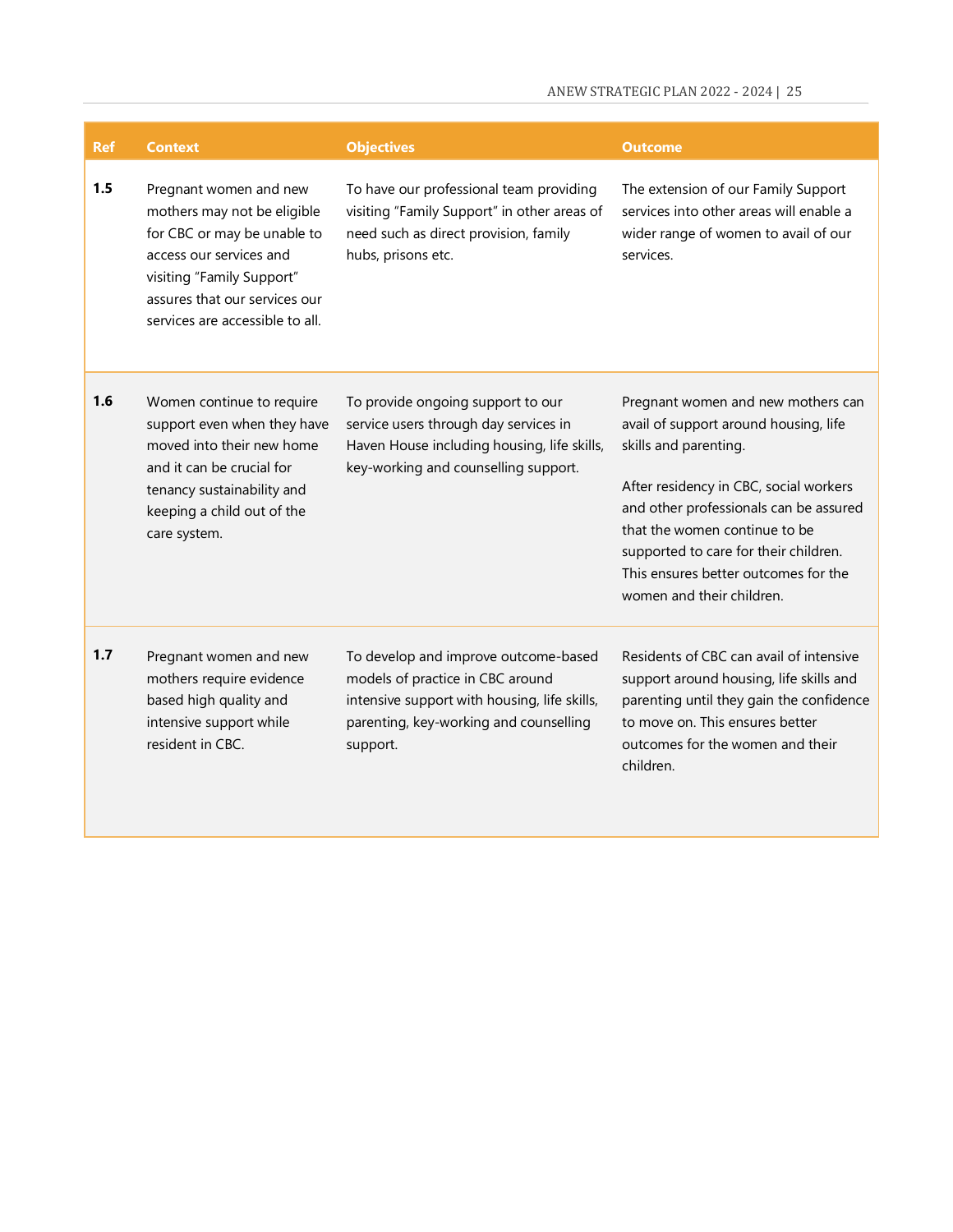| Ref | Context | Objectives | Outcome |
|---|---|---|---|
| **1.5** | Pregnant women and new mothers may not be eligible for CBC or may be unable to access our services and visiting "Family Support" assures that our services our services are accessible to all. | To have our professional team providing visiting "Family Support" in other areas of need such as direct provision, family hubs, prisons etc. | The extension of our Family Support services into other areas will enable a wider range of women to avail of our services. |
| **1.6** | Women continue to require support even when they have moved into their new home and it can be crucial for tenancy sustainability and keeping a child out of the care system. | To provide ongoing support to our service users through day services in Haven House including housing, life skills, key-working and counselling support. | Pregnant women and new mothers can avail of support around housing, life skills and parenting.<br><br>After residency in CBC, social workers and other professionals can be assured that the women continue to be supported to care for their children. This ensures better outcomes for the women and their children. |
| **1.7** | Pregnant women and new mothers require evidence based high quality and intensive support while resident in CBC. | To develop and improve outcome-based models of practice in CBC around intensive support with housing, life skills, parenting, key-working and counselling support. | Residents of CBC can avail of intensive support around housing, life skills and parenting until they gain the confidence to move on. This ensures better outcomes for the women and their children. |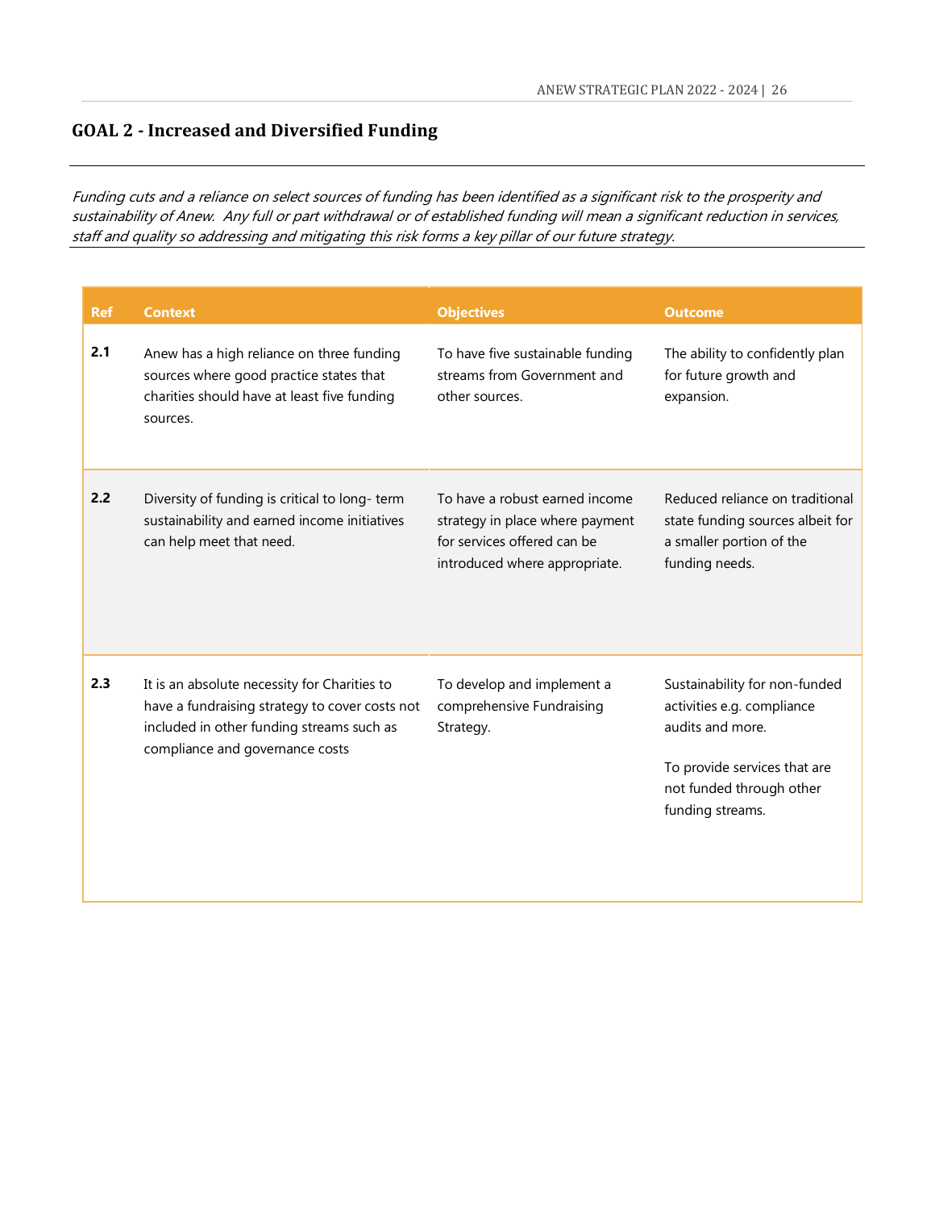## GOAL 2 - Increased and Diversified Funding

*Funding cuts and a reliance on select sources of funding has been identified as a significant risk to the prosperity and sustainability of Anew. Any full or part withdrawal or of established funding will mean a significant reduction in services, staff and quality so addressing and mitigating this risk forms a key pillar of our future strategy.*

| Ref | Context | Objectives | Outcome |
|---|---|---|---|
| **2.1** | Anew has a high reliance on three funding sources where good practice states that charities should have at least five funding sources. | To have five sustainable funding streams from Government and other sources. | The ability to confidently plan for future growth and expansion. |
| **2.2** | Diversity of funding is critical to long- term sustainability and earned income initiatives can help meet that need. | To have a robust earned income strategy in place where payment for services offered can be introduced where appropriate. | Reduced reliance on traditional state funding sources albeit for a smaller portion of the funding needs. |
| **2.3** | It is an absolute necessity for Charities to have a fundraising strategy to cover costs not included in other funding streams such as compliance and governance costs | To develop and implement a comprehensive Fundraising Strategy. | Sustainability for non-funded activities e.g. compliance audits and more.<br><br>To provide services that are not funded through other funding streams. |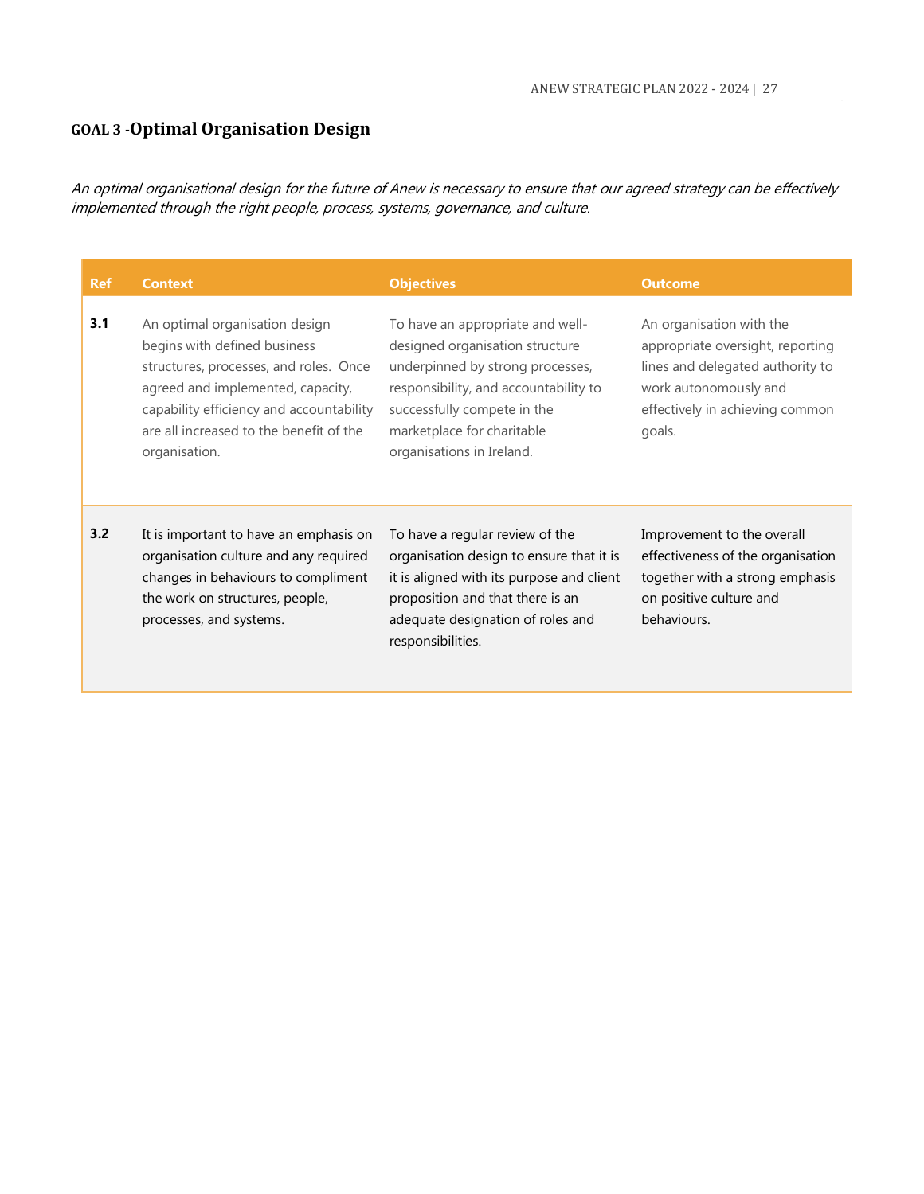## GOAL 3 -Optimal Organisation Design

*An optimal organisational design for the future of Anew is necessary to ensure that our agreed strategy can be effectively implemented through the right people, process, systems, governance, and culture.*

| Ref | Context | Objectives | Outcome |
|---|---|---|---|
| **3.1** | An optimal organisation design begins with defined business structures, processes, and roles. Once agreed and implemented, capacity, capability efficiency and accountability are all increased to the benefit of the organisation. | To have an appropriate and well-designed organisation structure underpinned by strong processes, responsibility, and accountability to successfully compete in the marketplace for charitable organisations in Ireland. | An organisation with the appropriate oversight, reporting lines and delegated authority to work autonomously and effectively in achieving common goals. |
| **3.2** | It is important to have an emphasis on organisation culture and any required changes in behaviours to compliment the work on structures, people, processes, and systems. | To have a regular review of the organisation design to ensure that it is it is aligned with its purpose and client proposition and that there is an adequate designation of roles and responsibilities. | Improvement to the overall effectiveness of the organisation together with a strong emphasis on positive culture and behaviours. |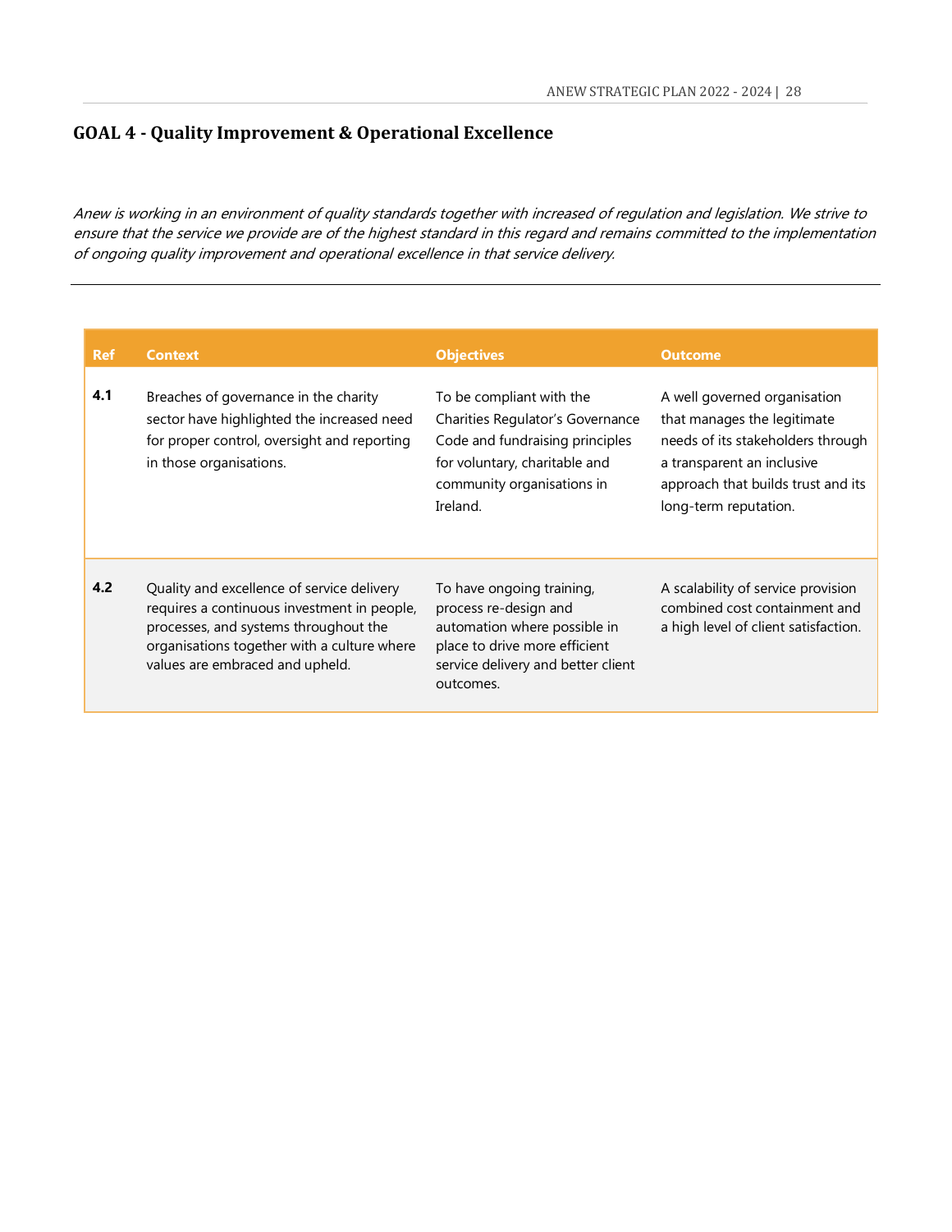## GOAL 4 - Quality Improvement & Operational Excellence

*Anew is working in an environment of quality standards together with increased of regulation and legislation. We strive to ensure that the service we provide are of the highest standard in this regard and remains committed to the implementation of ongoing quality improvement and operational excellence in that service delivery.*

---

| Ref | Context | Objectives | Outcome |
|---|---|---|---|
| **4.1** | Breaches of governance in the charity sector have highlighted the increased need for proper control, oversight and reporting in those organisations. | To be compliant with the Charities Regulator's Governance Code and fundraising principles for voluntary, charitable and community organisations in Ireland. | A well governed organisation that manages the legitimate needs of its stakeholders through a transparent an inclusive approach that builds trust and its long-term reputation. |
| **4.2** | Quality and excellence of service delivery requires a continuous investment in people, processes, and systems throughout the organisations together with a culture where values are embraced and upheld. | To have ongoing training, process re-design and automation where possible in place to drive more efficient service delivery and better client outcomes. | A scalability of service provision combined cost containment and a high level of client satisfaction. |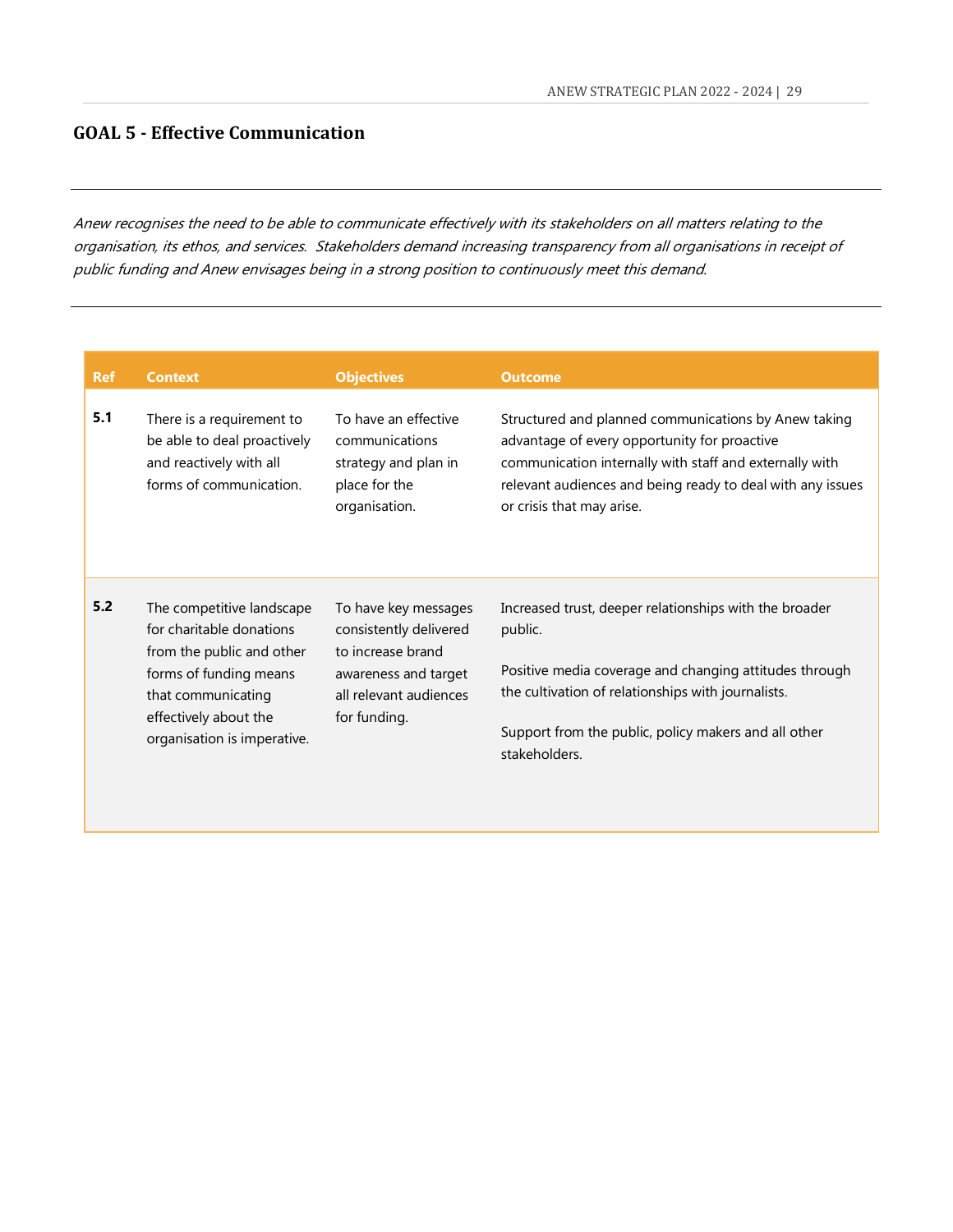## GOAL 5 - Effective Communication

*Anew recognises the need to be able to communicate effectively with its stakeholders on all matters relating to the organisation, its ethos, and services. Stakeholders demand increasing transparency from all organisations in receipt of public funding and Anew envisages being in a strong position to continuously meet this demand.*

| Ref | Context | Objectives | Outcome |
|---|---|---|---|
| **5.1** | There is a requirement to be able to deal proactively and reactively with all forms of communication. | To have an effective communications strategy and plan in place for the organisation. | Structured and planned communications by Anew taking advantage of every opportunity for proactive communication internally with staff and externally with relevant audiences and being ready to deal with any issues or crisis that may arise. |
| **5.2** | The competitive landscape for charitable donations from the public and other forms of funding means that communicating effectively about the organisation is imperative. | To have key messages consistently delivered to increase brand awareness and target all relevant audiences for funding. | Increased trust, deeper relationships with the broader public.<br><br>Positive media coverage and changing attitudes through the cultivation of relationships with journalists.<br><br>Support from the public, policy makers and all other stakeholders. |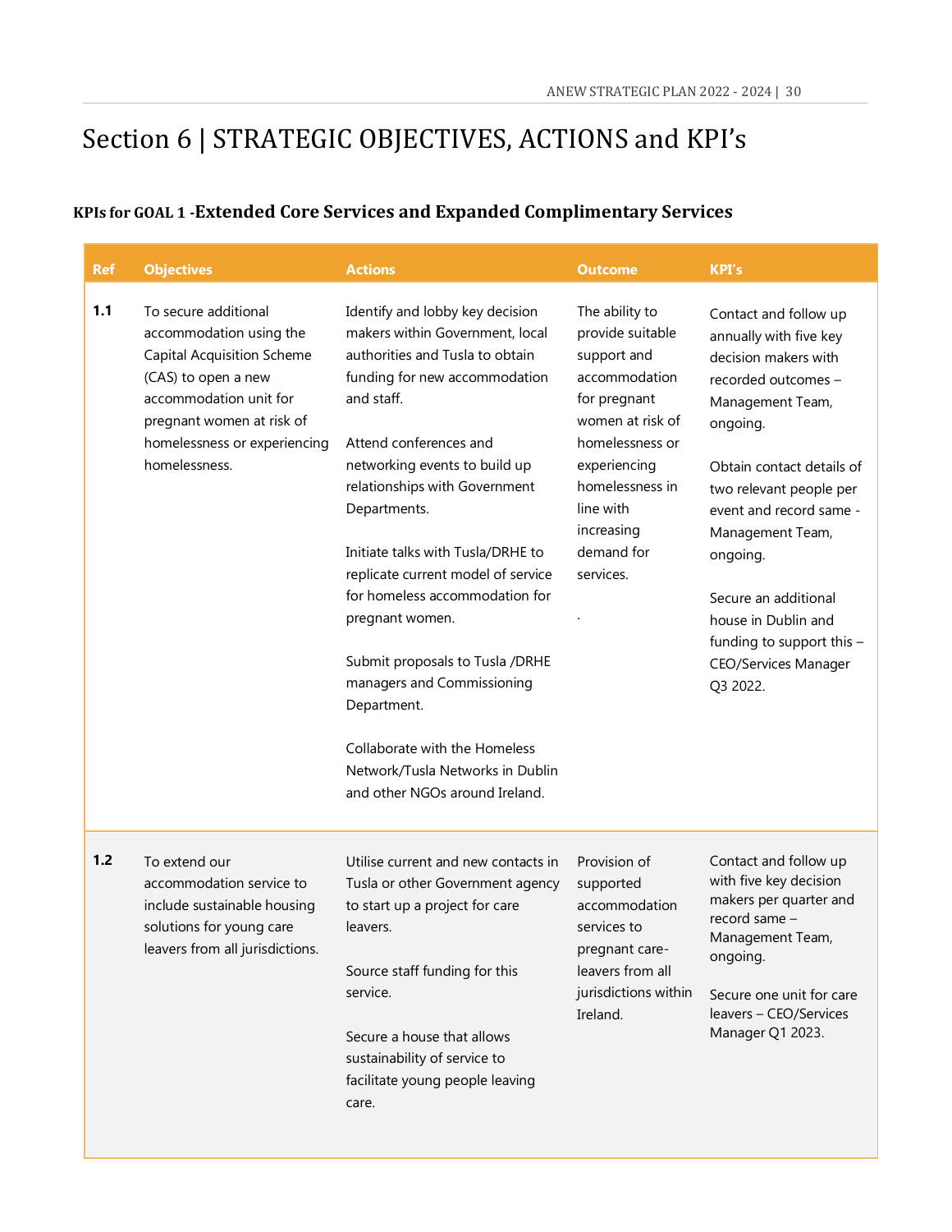# Section 6 | STRATEGIC OBJECTIVES, ACTIONS and KPI's

### KPIs for GOAL 1 -Extended Core Services and Expanded Complimentary Services

| Ref | Objectives | Actions | Outcome | KPI's |
|---|---|---|---|---|
| **1.1** | To secure additional accommodation using the Capital Acquisition Scheme (CAS) to open a new accommodation unit for pregnant women at risk of homelessness or experiencing homelessness. | Identify and lobby key decision makers within Government, local authorities and Tusla to obtain funding for new accommodation and staff.<br><br>Attend conferences and networking events to build up relationships with Government Departments.<br><br>Initiate talks with Tusla/DRHE to replicate current model of service for homeless accommodation for pregnant women.<br><br>Submit proposals to Tusla /DRHE managers and Commissioning Department.<br><br>Collaborate with the Homeless Network/Tusla Networks in Dublin and other NGOs around Ireland. | The ability to provide suitable support and accommodation for pregnant women at risk of homelessness or experiencing homelessness in line with increasing demand for services.<br><br>. | Contact and follow up annually with five key decision makers with recorded outcomes – Management Team, ongoing.<br><br>Obtain contact details of two relevant people per event and record same - Management Team, ongoing.<br><br>Secure an additional house in Dublin and funding to support this – CEO/Services Manager Q3 2022. |
| **1.2** | To extend our accommodation service to include sustainable housing solutions for young care leavers from all jurisdictions. | Utilise current and new contacts in Tusla or other Government agency to start up a project for care leavers.<br><br>Source staff funding for this service.<br><br>Secure a house that allows sustainability of service to facilitate young people leaving care. | Provision of supported accommodation services to pregnant care-leavers from all jurisdictions within Ireland. | Contact and follow up with five key decision makers per quarter and record same – Management Team, ongoing.<br><br>Secure one unit for care leavers – CEO/Services Manager Q1 2023. |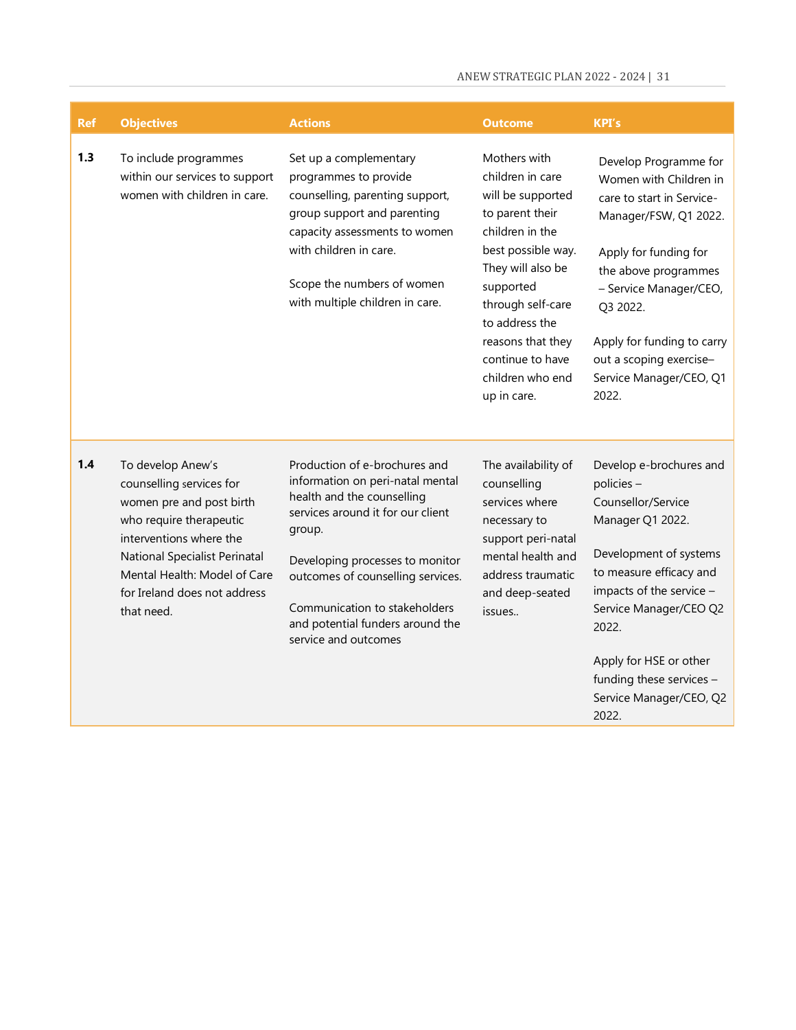| Ref | Objectives | Actions | Outcome | KPI's |
|---|---|---|---|---|
| **1.3** | To include programmes within our services to support women with children in care. | Set up a complementary programmes to provide counselling, parenting support, group support and parenting capacity assessments to women with children in care.<br><br>Scope the numbers of women with multiple children in care. | Mothers with children in care will be supported to parent their children in the best possible way. They will also be supported through self-care to address the reasons that they continue to have children who end up in care. | Develop Programme for Women with Children in care to start in Service-Manager/FSW, Q1 2022.<br><br>Apply for funding for the above programmes – Service Manager/CEO, Q3 2022.<br><br>Apply for funding to carry out a scoping exercise– Service Manager/CEO, Q1 2022. |
| **1.4** | To develop Anew's counselling services for women pre and post birth who require therapeutic interventions where the National Specialist Perinatal Mental Health: Model of Care for Ireland does not address that need. | Production of e-brochures and information on peri-natal mental health and the counselling services around it for our client group.<br><br>Developing processes to monitor outcomes of counselling services.<br><br>Communication to stakeholders and potential funders around the service and outcomes | The availability of counselling services where necessary to support peri-natal mental health and address traumatic and deep-seated issues.. | Develop e-brochures and policies – Counsellor/Service Manager Q1 2022.<br><br>Development of systems to measure efficacy and impacts of the service – Service Manager/CEO Q2 2022.<br><br>Apply for HSE or other funding these services – Service Manager/CEO, Q2 2022. |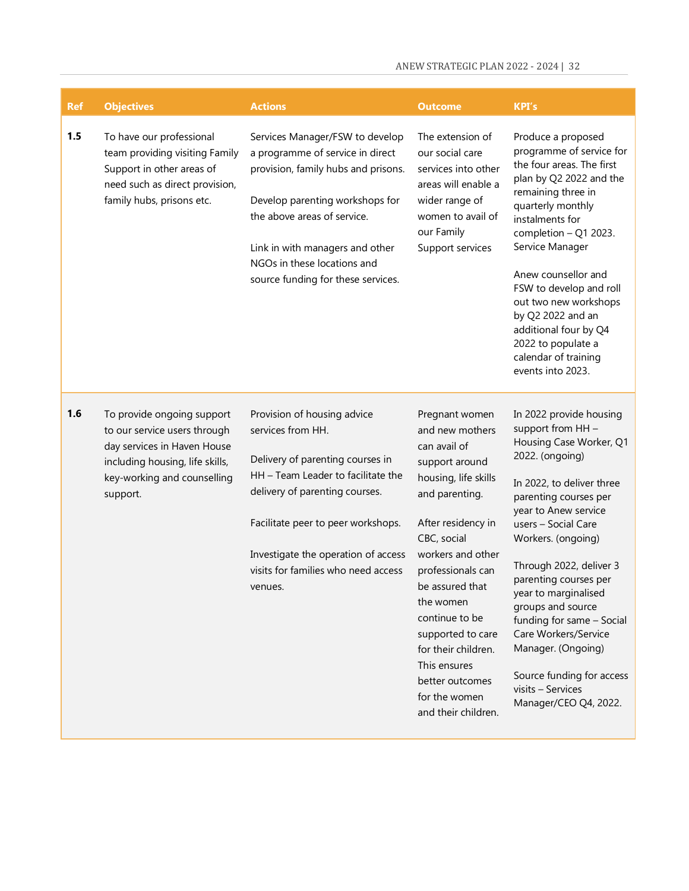| Ref | Objectives | Actions | Outcome | KPI's |
|---|---|---|---|---|
| **1.5** | To have our professional team providing visiting Family Support in other areas of need such as direct provision, family hubs, prisons etc. | Services Manager/FSW to develop a programme of service in direct provision, family hubs and prisons.<br><br>Develop parenting workshops for the above areas of service.<br><br>Link in with managers and other NGOs in these locations and source funding for these services. | The extension of our social care services into other areas will enable a wider range of women to avail of our Family Support services | Produce a proposed programme of service for the four areas. The first plan by Q2 2022 and the remaining three in quarterly monthly instalments for completion – Q1 2023. Service Manager<br><br>Anew counsellor and FSW to develop and roll out two new workshops by Q2 2022 and an additional four by Q4 2022 to populate a calendar of training events into 2023. |
| **1.6** | To provide ongoing support to our service users through day services in Haven House including housing, life skills, key-working and counselling support. | Provision of housing advice services from HH.<br><br>Delivery of parenting courses in HH – Team Leader to facilitate the delivery of parenting courses.<br><br>Facilitate peer to peer workshops.<br><br>Investigate the operation of access visits for families who need access venues. | Pregnant women and new mothers can avail of support around housing, life skills and parenting.<br><br>After residency in CBC, social workers and other professionals can be assured that the women continue to be supported to care for their children. This ensures better outcomes for the women and their children. | In 2022 provide housing support from HH – Housing Case Worker, Q1 2022. (ongoing)<br><br>In 2022, to deliver three parenting courses per year to Anew service users – Social Care Workers. (ongoing)<br><br>Through 2022, deliver 3 parenting courses per year to marginalised groups and source funding for same – Social Care Workers/Service Manager. (Ongoing)<br><br>Source funding for access visits – Services Manager/CEO Q4, 2022. |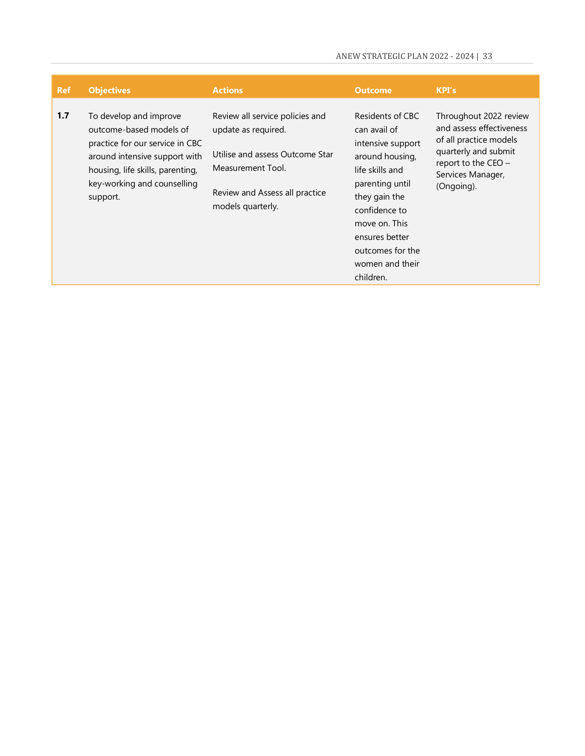| Ref | Objectives | Actions | Outcome | KPI's |
|---|---|---|---|---|
| **1.7** | To develop and improve outcome-based models of practice for our service in CBC around intensive support with housing, life skills, parenting, key-working and counselling support. | Review all service policies and update as required.<br><br>Utilise and assess Outcome Star Measurement Tool.<br><br>Review and Assess all practice models quarterly. | Residents of CBC can avail of intensive support around housing, life skills and parenting until they gain the confidence to move on. This ensures better outcomes for the women and their children. | Throughout 2022 review and assess effectiveness of all practice models quarterly and submit report to the CEO – Services Manager, (Ongoing). |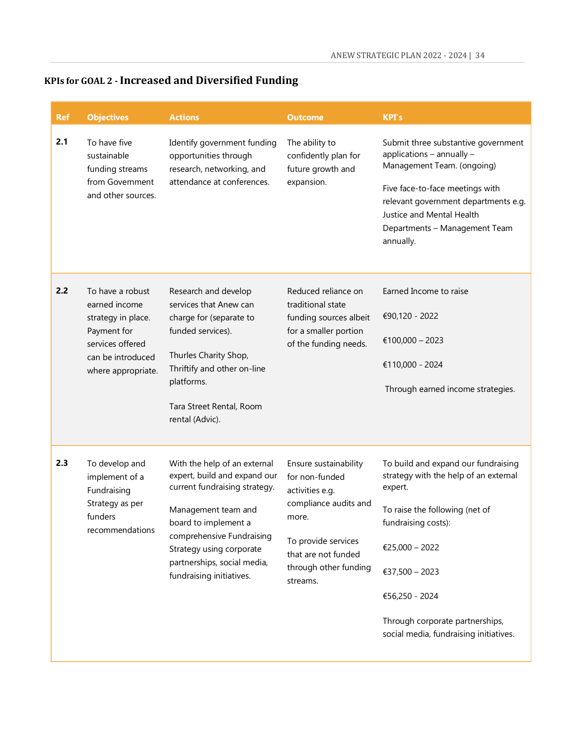## KPIs for GOAL 2 - Increased and Diversified Funding

| Ref | Objectives | Actions | Outcome | KPI's |
|---|---|---|---|---|
| **2.1** | To have five sustainable funding streams from Government and other sources. | Identify government funding opportunities through research, networking, and attendance at conferences. | The ability to confidently plan for future growth and expansion. | Submit three substantive government applications – annually – Management Team. (ongoing)<br><br>Five face-to-face meetings with relevant government departments e.g. Justice and Mental Health Departments – Management Team annually. |
| **2.2** | To have a robust earned income strategy in place. Payment for services offered can be introduced where appropriate. | Research and develop services that Anew can charge for (separate to funded services).<br><br>Thurles Charity Shop, Thriftify and other on-line platforms.<br><br>Tara Street Rental, Room rental (Advic). | Reduced reliance on traditional state funding sources albeit for a smaller portion of the funding needs. | Earned Income to raise<br><br>€90,120 - 2022<br><br>€100,000 – 2023<br><br>€110,000 - 2024<br><br>Through earned income strategies. |
| **2.3** | To develop and implement of a Fundraising Strategy as per funders recommendations | With the help of an external expert, build and expand our current fundraising strategy.<br><br>Management team and board to implement a comprehensive Fundraising Strategy using corporate partnerships, social media, fundraising initiatives. | Ensure sustainability for non-funded activities e.g. compliance audits and more.<br><br>To provide services that are not funded through other funding streams. | To build and expand our fundraising strategy with the help of an external expert.<br><br>To raise the following (net of fundraising costs):<br><br>€25,000 – 2022<br><br>€37,500 – 2023<br><br>€56,250 - 2024<br><br>Through corporate partnerships, social media, fundraising initiatives. |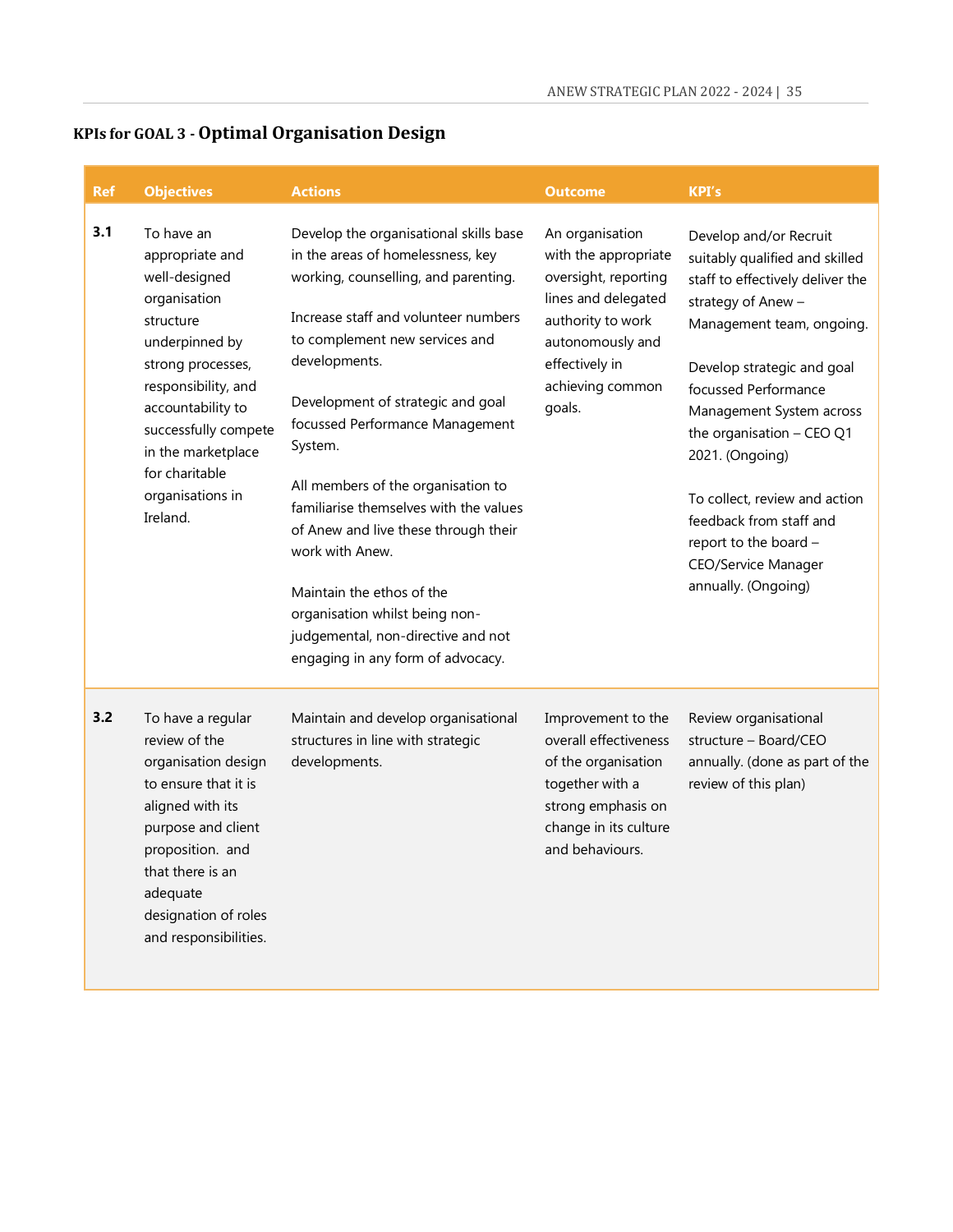## KPIs for GOAL 3 - Optimal Organisation Design

| Ref | Objectives | Actions | Outcome | KPI's |
|---|---|---|---|---|
| **3.1** | To have an appropriate and well-designed organisation structure underpinned by strong processes, responsibility, and accountability to successfully compete in the marketplace for charitable organisations in Ireland. | Develop the organisational skills base in the areas of homelessness, key working, counselling, and parenting.<br><br>Increase staff and volunteer numbers to complement new services and developments.<br><br>Development of strategic and goal focussed Performance Management System.<br><br>All members of the organisation to familiarise themselves with the values of Anew and live these through their work with Anew.<br><br>Maintain the ethos of the organisation whilst being non-judgemental, non-directive and not engaging in any form of advocacy. | An organisation with the appropriate oversight, reporting lines and delegated authority to work autonomously and effectively in achieving common goals. | Develop and/or Recruit suitably qualified and skilled staff to effectively deliver the strategy of Anew – Management team, ongoing.<br><br>Develop strategic and goal focussed Performance Management System across the organisation – CEO Q1 2021. (Ongoing)<br><br>To collect, review and action feedback from staff and report to the board – CEO/Service Manager annually. (Ongoing) |
| **3.2** | To have a regular review of the organisation design to ensure that it is aligned with its purpose and client proposition. and that there is an adequate designation of roles and responsibilities. | Maintain and develop organisational structures in line with strategic developments. | Improvement to the overall effectiveness of the organisation together with a strong emphasis on change in its culture and behaviours. | Review organisational structure – Board/CEO annually. (done as part of the review of this plan) |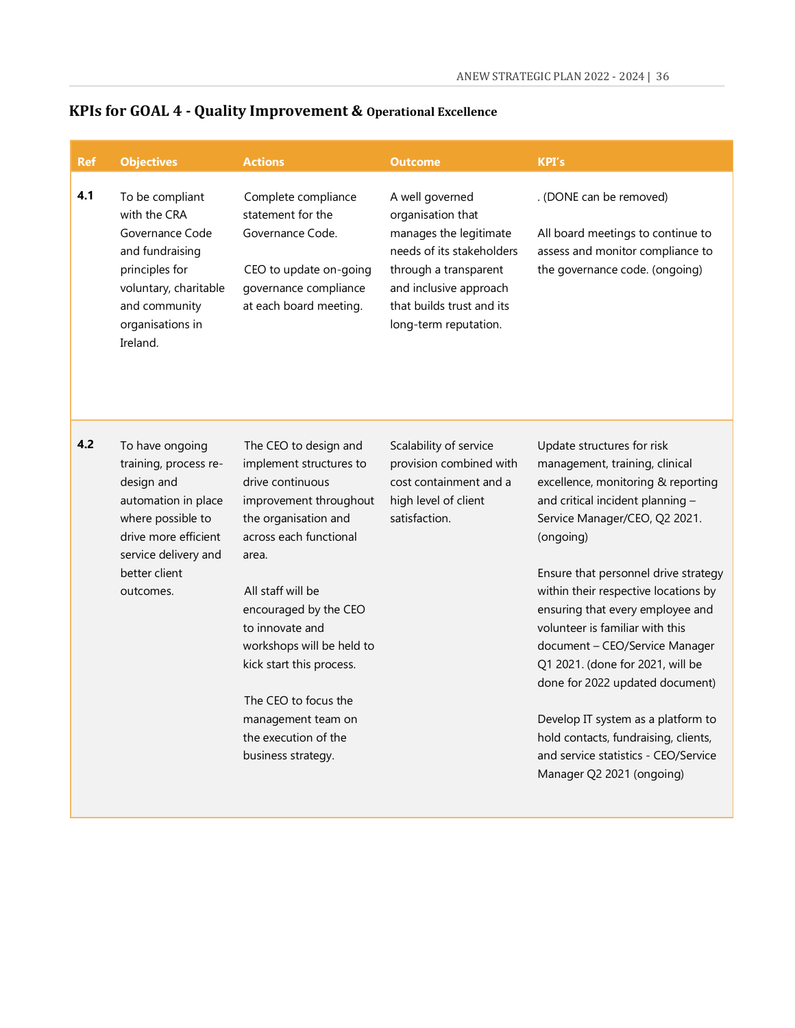## KPIs for GOAL 4 - Quality Improvement & Operational Excellence

| Ref | Objectives | Actions | Outcome | KPI's |
|---|---|---|---|---|
| **4.1** | To be compliant with the CRA Governance Code and fundraising principles for voluntary, charitable and community organisations in Ireland. | Complete compliance statement for the Governance Code.<br><br>CEO to update on-going governance compliance at each board meeting. | A well governed organisation that manages the legitimate needs of its stakeholders through a transparent and inclusive approach that builds trust and its long-term reputation. | . (DONE can be removed)<br><br>All board meetings to continue to assess and monitor compliance to the governance code. (ongoing) |
| **4.2** | To have ongoing training, process re-design and automation in place where possible to drive more efficient service delivery and better client outcomes. | The CEO to design and implement structures to drive continuous improvement throughout the organisation and across each functional area.<br><br>All staff will be encouraged by the CEO to innovate and workshops will be held to kick start this process.<br><br>The CEO to focus the management team on the execution of the business strategy. | Scalability of service provision combined with cost containment and a high level of client satisfaction. | Update structures for risk management, training, clinical excellence, monitoring & reporting and critical incident planning – Service Manager/CEO, Q2 2021. (ongoing)<br><br>Ensure that personnel drive strategy within their respective locations by ensuring that every employee and volunteer is familiar with this document – CEO/Service Manager Q1 2021. (done for 2021, will be done for 2022 updated document)<br><br>Develop IT system as a platform to hold contacts, fundraising, clients, and service statistics - CEO/Service Manager Q2 2021 (ongoing) |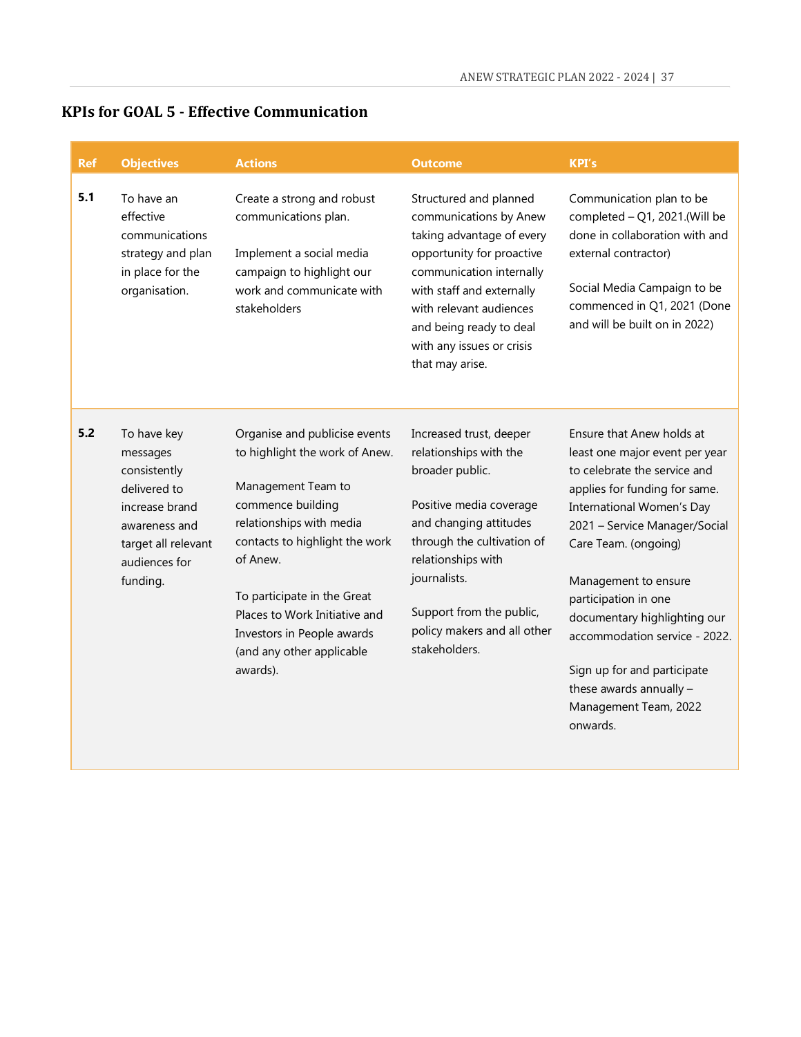## KPIs for GOAL 5 - Effective Communication

| Ref | Objectives | Actions | Outcome | KPI's |
|---|---|---|---|---|
| **5.1** | To have an effective communications strategy and plan in place for the organisation. | Create a strong and robust communications plan.<br><br>Implement a social media campaign to highlight our work and communicate with stakeholders | Structured and planned communications by Anew taking advantage of every opportunity for proactive communication internally with staff and externally with relevant audiences and being ready to deal with any issues or crisis that may arise. | Communication plan to be completed – Q1, 2021.(Will be done in collaboration with and external contractor)<br><br>Social Media Campaign to be commenced in Q1, 2021 (Done and will be built on in 2022) |
| **5.2** | To have key messages consistently delivered to increase brand awareness and target all relevant audiences for funding. | Organise and publicise events to highlight the work of Anew.<br><br>Management Team to commence building relationships with media contacts to highlight the work of Anew.<br><br>To participate in the Great Places to Work Initiative and Investors in People awards (and any other applicable awards). | Increased trust, deeper relationships with the broader public.<br><br>Positive media coverage and changing attitudes through the cultivation of relationships with journalists.<br><br>Support from the public, policy makers and all other stakeholders. | Ensure that Anew holds at least one major event per year to celebrate the service and applies for funding for same. International Women's Day 2021 – Service Manager/Social Care Team. (ongoing)<br><br>Management to ensure participation in one documentary highlighting our accommodation service - 2022.<br><br>Sign up for and participate these awards annually – Management Team, 2022 onwards. |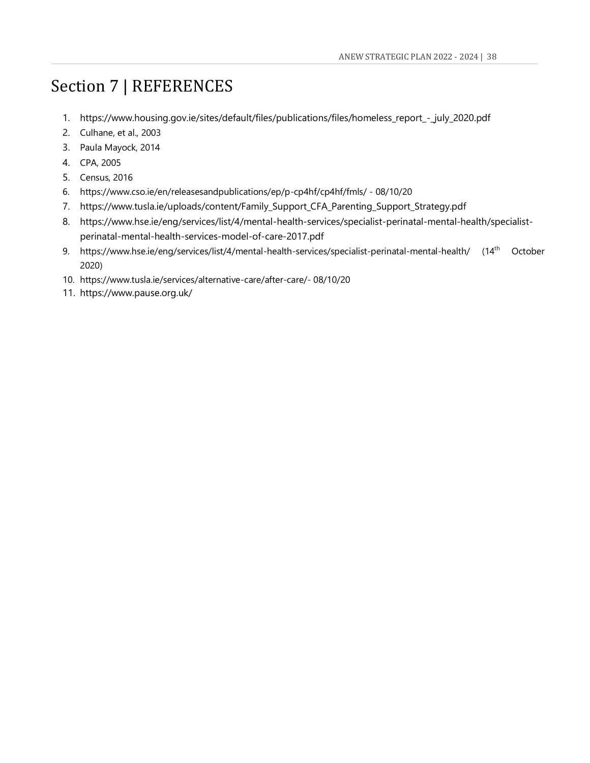# Section 7 | REFERENCES

1. https://www.housing.gov.ie/sites/default/files/publications/files/homeless_report_-_july_2020.pdf
2. Culhane, et al., 2003
3. Paula Mayock, 2014
4. CPA, 2005
5. Census, 2016
6. https://www.cso.ie/en/releasesandpublications/ep/p-cp4hf/cp4hf/fmls/ - 08/10/20
7. https://www.tusla.ie/uploads/content/Family_Support_CFA_Parenting_Support_Strategy.pdf
8. https://www.hse.ie/eng/services/list/4/mental-health-services/specialist-perinatal-mental-health/specialist-perinatal-mental-health-services-model-of-care-2017.pdf
9. https://www.hse.ie/eng/services/list/4/mental-health-services/specialist-perinatal-mental-health/ (14th October 2020)
10. https://www.tusla.ie/services/alternative-care/after-care/- 08/10/20
11. https://www.pause.org.uk/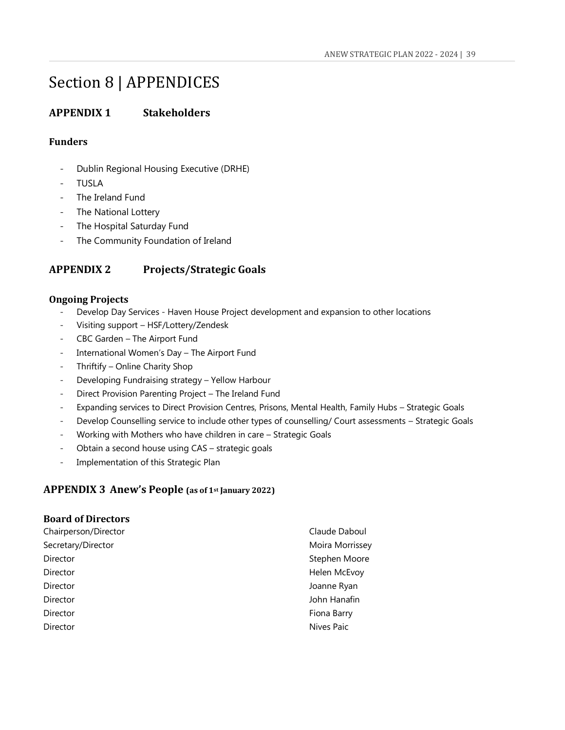# Section 8 | APPENDICES

## APPENDIX 1 Stakeholders

### Funders

- Dublin Regional Housing Executive (DRHE)
- TUSLA
- The Ireland Fund
- The National Lottery
- The Hospital Saturday Fund
- The Community Foundation of Ireland

## APPENDIX 2 Projects/Strategic Goals

### Ongoing Projects

- Develop Day Services - Haven House Project development and expansion to other locations
- Visiting support – HSF/Lottery/Zendesk
- CBC Garden – The Airport Fund
- International Women's Day – The Airport Fund
- Thriftify – Online Charity Shop
- Developing Fundraising strategy – Yellow Harbour
- Direct Provision Parenting Project – The Ireland Fund
- Expanding services to Direct Provision Centres, Prisons, Mental Health, Family Hubs – Strategic Goals
- Develop Counselling service to include other types of counselling/ Court assessments – Strategic Goals
- Working with Mothers who have children in care – Strategic Goals
- Obtain a second house using CAS – strategic goals
- Implementation of this Strategic Plan

## APPENDIX 3 Anew's People (as of 1st January 2022)

### Board of Directors

| | |
|---|---|
| Chairperson/Director | Claude Daboul |
| Secretary/Director | Moira Morrissey |
| Director | Stephen Moore |
| Director | Helen McEvoy |
| Director | Joanne Ryan |
| Director | John Hanafin |
| Director | Fiona Barry |
| Director | Nives Paic |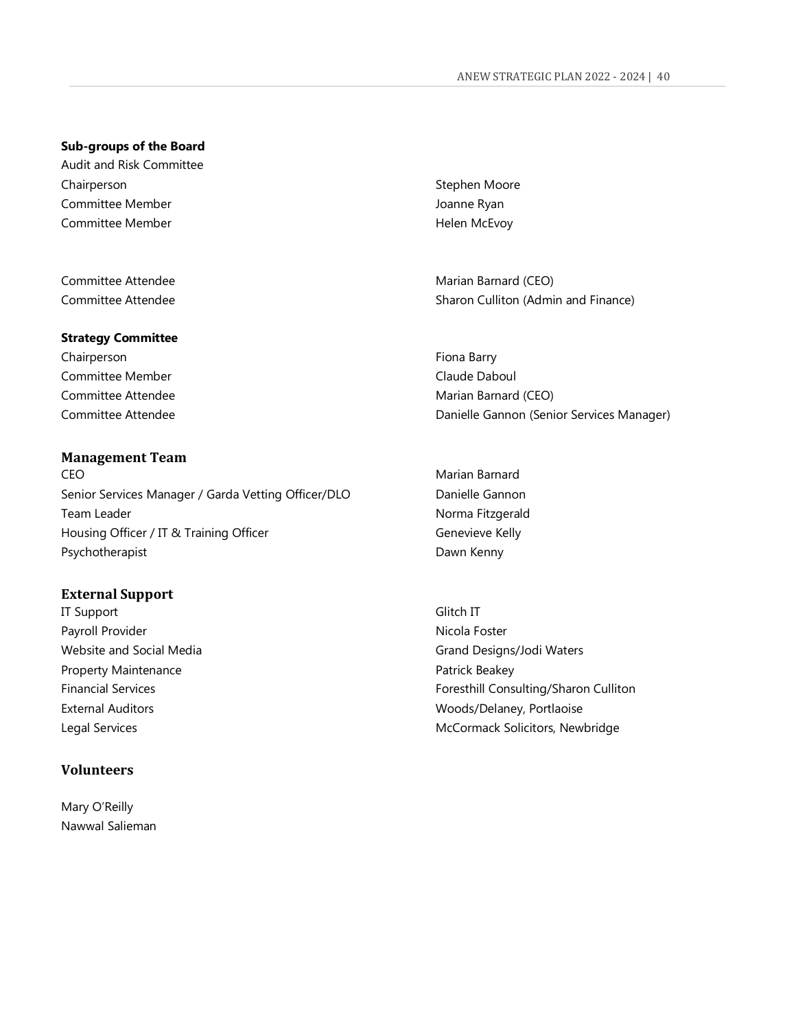**Sub-groups of the Board**

Audit and Risk Committee

| | |
|---|---|
| Chairperson | Stephen Moore |
| Committee Member | Joanne Ryan |
| Committee Member | Helen McEvoy |
| Committee Attendee | Marian Barnard (CEO) |
| Committee Attendee | Sharon Culliton (Admin and Finance) |

**Strategy Committee**

| | |
|---|---|
| Chairperson | Fiona Barry |
| Committee Member | Claude Daboul |
| Committee Attendee | Marian Barnard (CEO) |
| Committee Attendee | Danielle Gannon (Senior Services Manager) |

## Management Team

| | |
|---|---|
| CEO | Marian Barnard |
| Senior Services Manager / Garda Vetting Officer/DLO | Danielle Gannon |
| Team Leader | Norma Fitzgerald |
| Housing Officer / IT & Training Officer | Genevieve Kelly |
| Psychotherapist | Dawn Kenny |

## External Support

| | |
|---|---|
| IT Support | Glitch IT |
| Payroll Provider | Nicola Foster |
| Website and Social Media | Grand Designs/Jodi Waters |
| Property Maintenance | Patrick Beakey |
| Financial Services | Foresthill Consulting/Sharon Culliton |
| External Auditors | Woods/Delaney, Portlaoise |
| Legal Services | McCormack Solicitors, Newbridge |

## Volunteers

Mary O'Reilly

Nawwal Salieman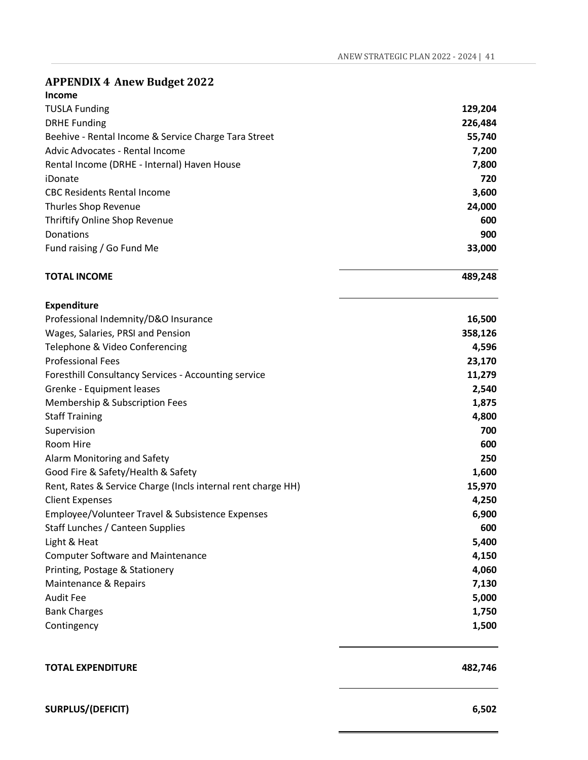## APPENDIX 4 Anew Budget 2022

| **Income** | |
|---|---:|
| TUSLA Funding | **129,204** |
| DRHE Funding | **226,484** |
| Beehive - Rental Income & Service Charge Tara Street | **55,740** |
| Advic Advocates - Rental Income | **7,200** |
| Rental Income (DRHE - Internal) Haven House | **7,800** |
| iDonate | **720** |
| CBC Residents Rental Income | **3,600** |
| Thurles Shop Revenue | **24,000** |
| Thriftify Online Shop Revenue | **600** |
| Donations | **900** |
| Fund raising / Go Fund Me | **33,000** |
| **TOTAL INCOME** | **489,248** |
| **Expenditure** | |
| Professional Indemnity/D&O Insurance | **16,500** |
| Wages, Salaries, PRSI and Pension | **358,126** |
| Telephone & Video Conferencing | **4,596** |
| Professional Fees | **23,170** |
| Foresthill Consultancy Services - Accounting service | **11,279** |
| Grenke - Equipment leases | **2,540** |
| Membership & Subscription Fees | **1,875** |
| Staff Training | **4,800** |
| Supervision | **700** |
| Room Hire | **600** |
| Alarm Monitoring and Safety | **250** |
| Good Fire & Safety/Health & Safety | **1,600** |
| Rent, Rates & Service Charge (Incls internal rent charge HH) | **15,970** |
| Client Expenses | **4,250** |
| Employee/Volunteer Travel & Subsistence Expenses | **6,900** |
| Staff Lunches / Canteen Supplies | **600** |
| Light & Heat | **5,400** |
| Computer Software and Maintenance | **4,150** |
| Printing, Postage & Stationery | **4,060** |
| Maintenance & Repairs | **7,130** |
| Audit Fee | **5,000** |
| Bank Charges | **1,750** |
| Contingency | **1,500** |
| **TOTAL EXPENDITURE** | **482,746** |
| **SURPLUS/(DEFICIT)** | **6,502** |